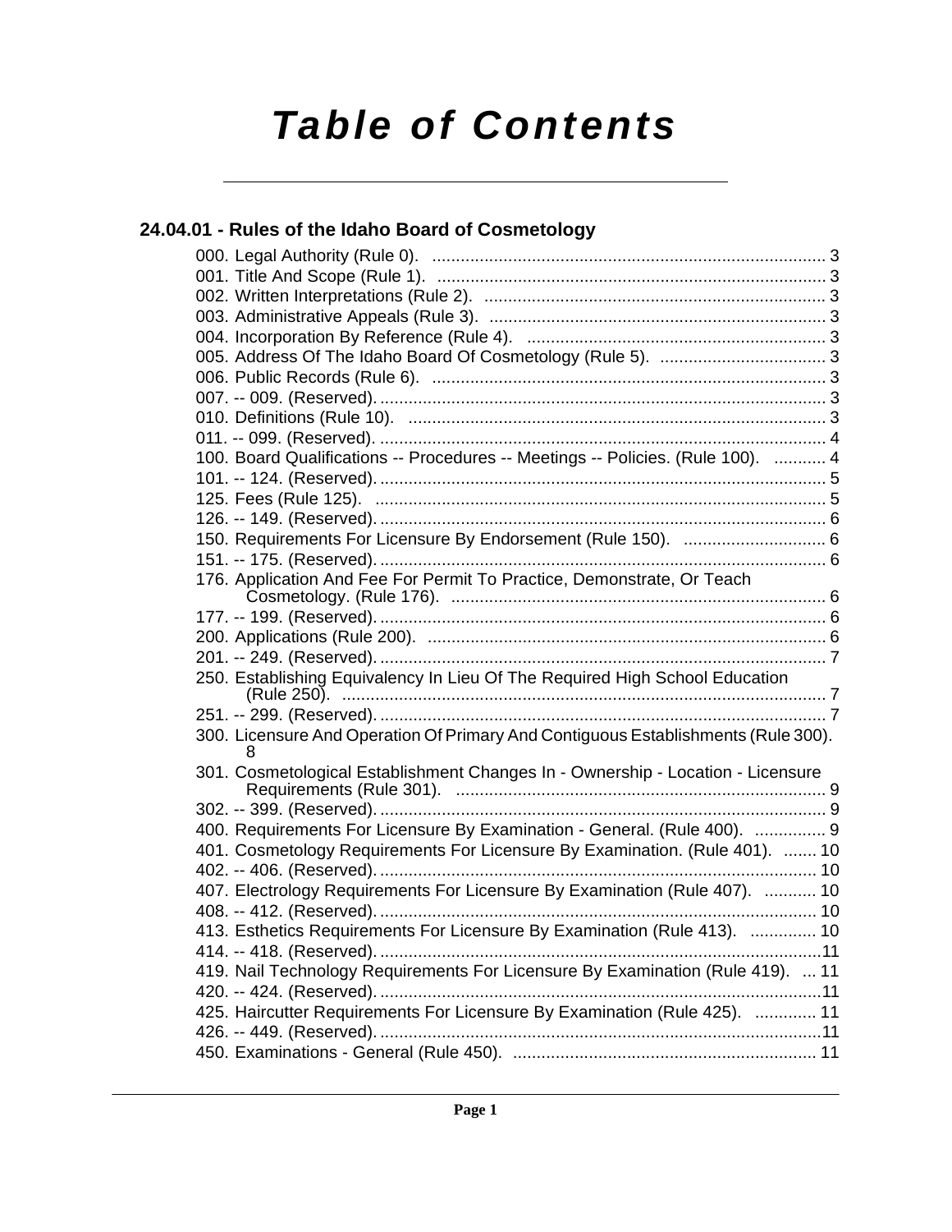# Table of Contents

## 24.04.01 - Rules of the Idaho Board of Cosmetology

000. Legal Authority (Rule 0). .......... 3
001. Title And Scope (Rule 1). .......... 3
002. Written Interpretations (Rule 2). .......... 3
003. Administrative Appeals (Rule 3). .......... 3
004. Incorporation By Reference (Rule 4). .......... 3
005. Address Of The Idaho Board Of Cosmetology (Rule 5). .......... 3
006. Public Records (Rule 6). .......... 3
007. -- 009. (Reserved). .......... 3
010. Definitions (Rule 10). .......... 3
011. -- 099. (Reserved). .......... 4
100. Board Qualifications -- Procedures -- Meetings -- Policies. (Rule 100). .......... 4
101. -- 124. (Reserved). .......... 5
125. Fees (Rule 125). .......... 5
126. -- 149. (Reserved). .......... 6
150. Requirements For Licensure By Endorsement (Rule 150). .......... 6
151. -- 175. (Reserved). .......... 6
176. Application And Fee For Permit To Practice, Demonstrate, Or Teach Cosmetology. (Rule 176). .......... 6
177. -- 199. (Reserved). .......... 6
200. Applications (Rule 200). .......... 6
201. -- 249. (Reserved). .......... 7
250. Establishing Equivalency In Lieu Of The Required High School Education (Rule 250). .......... 7
251. -- 299. (Reserved). .......... 7
300. Licensure And Operation Of Primary And Contiguous Establishments (Rule 300). 8
301. Cosmetological Establishment Changes In - Ownership - Location - Licensure Requirements (Rule 301). .......... 9
302. -- 399. (Reserved). .......... 9
400. Requirements For Licensure By Examination - General. (Rule 400). .......... 9
401. Cosmetology Requirements For Licensure By Examination. (Rule 401). .......... 10
402. -- 406. (Reserved). .......... 10
407. Electrology Requirements For Licensure By Examination (Rule 407). .......... 10
408. -- 412. (Reserved). .......... 10
413. Esthetics Requirements For Licensure By Examination (Rule 413). .......... 10
414. -- 418. (Reserved). .......... 11
419. Nail Technology Requirements For Licensure By Examination (Rule 419). .......... 11
420. -- 424. (Reserved). .......... 11
425. Haircutter Requirements For Licensure By Examination (Rule 425). .......... 11
426. -- 449. (Reserved). .......... 11
450. Examinations - General (Rule 450). .......... 11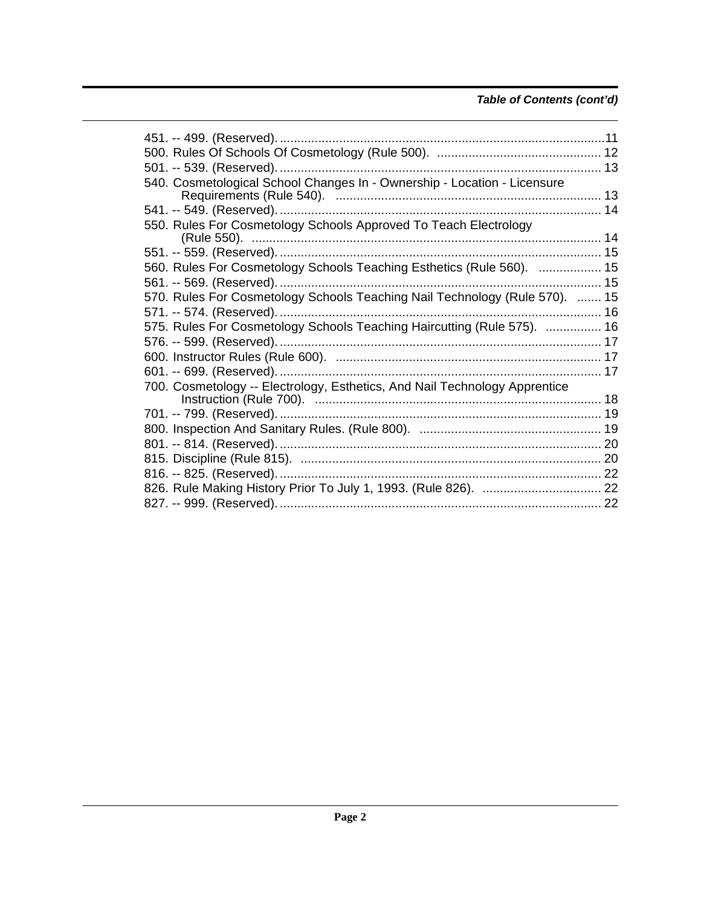*Table of Contents (cont'd)*

451. -- 499. (Reserved). ........................................................................................... 11
500. Rules Of Schools Of Cosmetology (Rule 500). ............................................... 12
501. -- 539. (Reserved). ........................................................................................... 13
540. Cosmetological School Changes In - Ownership - Location - Licensure Requirements (Rule 540). ........................................................................... 13
541. -- 549. (Reserved). ........................................................................................... 14
550. Rules For Cosmetology Schools Approved To Teach Electrology (Rule 550). .................................................................................................. 14
551. -- 559. (Reserved). ........................................................................................... 15
560. Rules For Cosmetology Schools Teaching Esthetics (Rule 560). .................. 15
561. -- 569. (Reserved). ........................................................................................... 15
570. Rules For Cosmetology Schools Teaching Nail Technology (Rule 570). ....... 15
571. -- 574. (Reserved). ........................................................................................... 16
575. Rules For Cosmetology Schools Teaching Haircutting (Rule 575). ................ 16
576. -- 599. (Reserved). ........................................................................................... 17
600. Instructor Rules (Rule 600). ............................................................................ 17
601. -- 699. (Reserved). ........................................................................................... 17
700. Cosmetology -- Electrology, Esthetics, And Nail Technology Apprentice Instruction (Rule 700). ................................................................................. 18
701. -- 799. (Reserved). ........................................................................................... 19
800. Inspection And Sanitary Rules. (Rule 800). .................................................... 19
801. -- 814. (Reserved). ........................................................................................... 20
815. Discipline (Rule 815). ...................................................................................... 20
816. -- 825. (Reserved). ........................................................................................... 22
826. Rule Making History Prior To July 1, 1993. (Rule 826). .................................. 22
827. -- 999. (Reserved). ........................................................................................... 22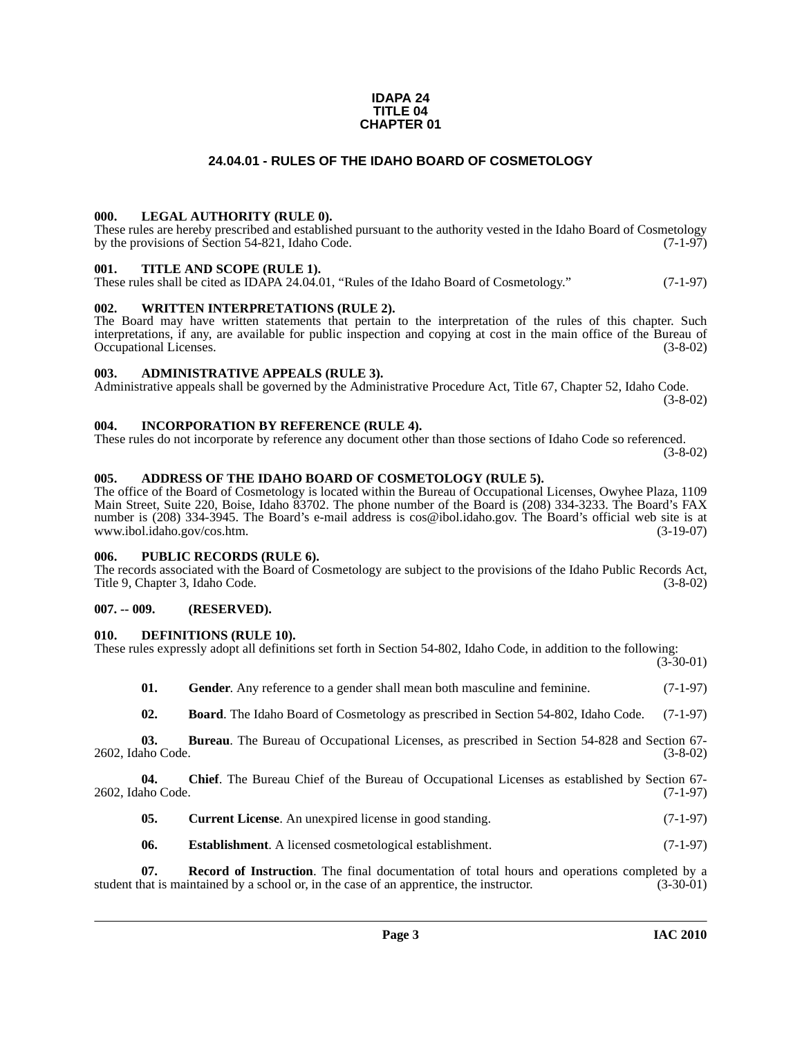**IDAPA 24**
**TITLE 04**
**CHAPTER 01**

# 24.04.01 - RULES OF THE IDAHO BOARD OF COSMETOLOGY

### 000. LEGAL AUTHORITY (RULE 0).

These rules are hereby prescribed and established pursuant to the authority vested in the Idaho Board of Cosmetology by the provisions of Section 54-821, Idaho Code. (7-1-97)

### 001. TITLE AND SCOPE (RULE 1).

These rules shall be cited as IDAPA 24.04.01, "Rules of the Idaho Board of Cosmetology." (7-1-97)

### 002. WRITTEN INTERPRETATIONS (RULE 2).

The Board may have written statements that pertain to the interpretation of the rules of this chapter. Such interpretations, if any, are available for public inspection and copying at cost in the main office of the Bureau of Occupational Licenses. (3-8-02)

### 003. ADMINISTRATIVE APPEALS (RULE 3).

Administrative appeals shall be governed by the Administrative Procedure Act, Title 67, Chapter 52, Idaho Code. (3-8-02)

### 004. INCORPORATION BY REFERENCE (RULE 4).

These rules do not incorporate by reference any document other than those sections of Idaho Code so referenced. (3-8-02)

### 005. ADDRESS OF THE IDAHO BOARD OF COSMETOLOGY (RULE 5).

The office of the Board of Cosmetology is located within the Bureau of Occupational Licenses, Owyhee Plaza, 1109 Main Street, Suite 220, Boise, Idaho 83702. The phone number of the Board is (208) 334-3233. The Board's FAX number is (208) 334-3945. The Board's e-mail address is cos@ibol.idaho.gov. The Board's official web site is at www.ibol.idaho.gov/cos.htm. (3-19-07)

### 006. PUBLIC RECORDS (RULE 6).

The records associated with the Board of Cosmetology are subject to the provisions of the Idaho Public Records Act, Title 9, Chapter 3, Idaho Code. (3-8-02)

### 007. -- 009. (RESERVED).

### 010. DEFINITIONS (RULE 10).

These rules expressly adopt all definitions set forth in Section 54-802, Idaho Code, in addition to the following: (3-30-01)

**01. Gender**. Any reference to a gender shall mean both masculine and feminine. (7-1-97)

**02. Board**. The Idaho Board of Cosmetology as prescribed in Section 54-802, Idaho Code. (7-1-97)

**03. Bureau**. The Bureau of Occupational Licenses, as prescribed in Section 54-828 and Section 67-2602, Idaho Code. (3-8-02)

**04. Chief**. The Bureau Chief of the Bureau of Occupational Licenses as established by Section 67-2602, Idaho Code. (7-1-97)

**05. Current License**. An unexpired license in good standing. (7-1-97)

**06. Establishment**. A licensed cosmetological establishment. (7-1-97)

**07. Record of Instruction**. The final documentation of total hours and operations completed by a student that is maintained by a school or, in the case of an apprentice, the instructor. (3-30-01)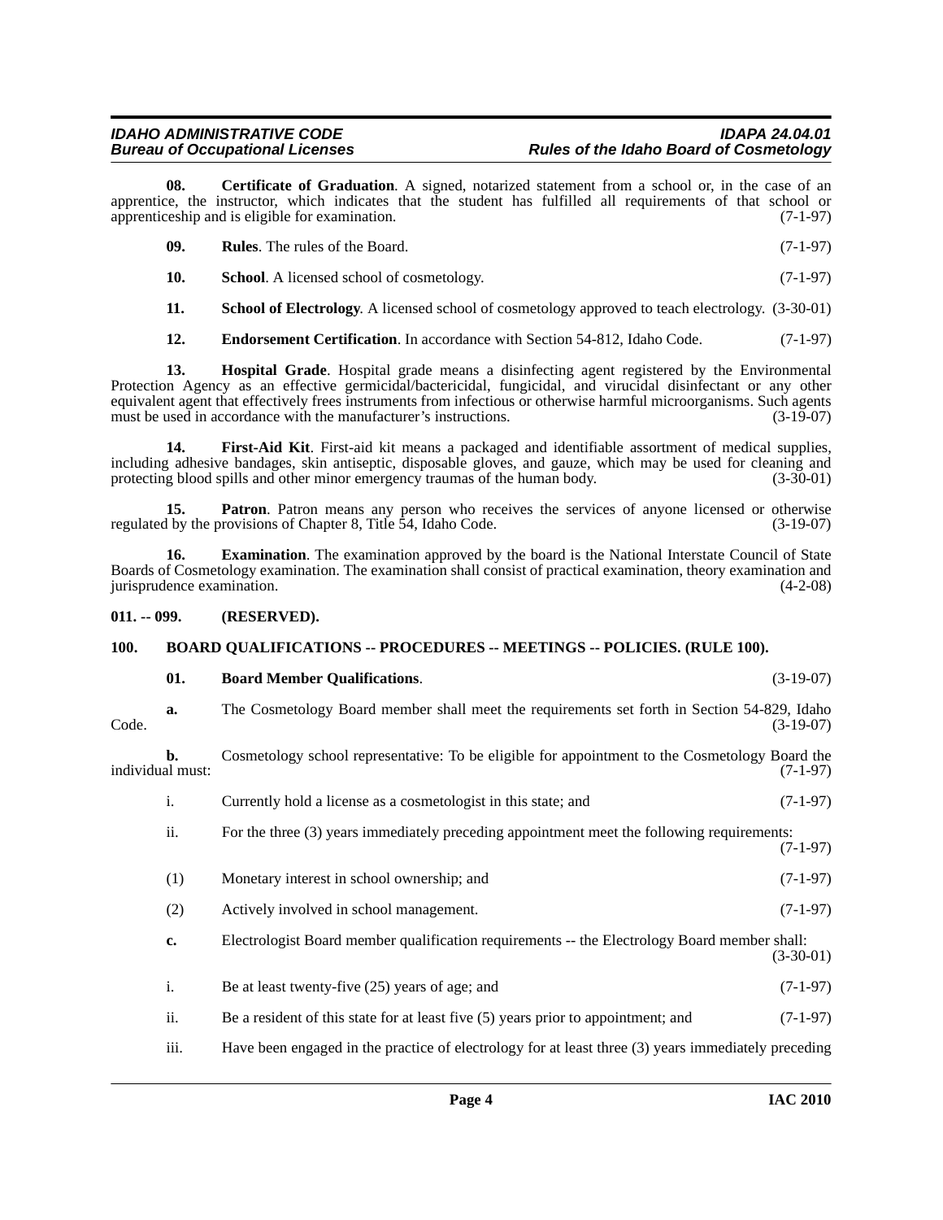**08. Certificate of Graduation**. A signed, notarized statement from a school or, in the case of an apprentice, the instructor, which indicates that the student has fulfilled all requirements of that school or apprenticeship and is eligible for examination. (7-1-97)

**09. Rules**. The rules of the Board. (7-1-97)

**10. School**. A licensed school of cosmetology. (7-1-97)

**11. School of Electrology**. A licensed school of cosmetology approved to teach electrology. (3-30-01)

**12. Endorsement Certification**. In accordance with Section 54-812, Idaho Code. (7-1-97)

**13. Hospital Grade**. Hospital grade means a disinfecting agent registered by the Environmental Protection Agency as an effective germicidal/bactericidal, fungicidal, and virucidal disinfectant or any other equivalent agent that effectively frees instruments from infectious or otherwise harmful microorganisms. Such agents must be used in accordance with the manufacturer's instructions. (3-19-07)

**14. First-Aid Kit**. First-aid kit means a packaged and identifiable assortment of medical supplies, including adhesive bandages, skin antiseptic, disposable gloves, and gauze, which may be used for cleaning and protecting blood spills and other minor emergency traumas of the human body. (3-30-01)

**15. Patron**. Patron means any person who receives the services of anyone licensed or otherwise regulated by the provisions of Chapter 8, Title 54, Idaho Code. (3-19-07)

**16. Examination**. The examination approved by the board is the National Interstate Council of State Boards of Cosmetology examination. The examination shall consist of practical examination, theory examination and jurisprudence examination. (4-2-08)

## 011. -- 099. (RESERVED).

## 100. BOARD QUALIFICATIONS -- PROCEDURES -- MEETINGS -- POLICIES. (RULE 100).

**01. Board Member Qualifications**. (3-19-07)

**a.** The Cosmetology Board member shall meet the requirements set forth in Section 54-829, Idaho Code. (3-19-07)

**b.** Cosmetology school representative: To be eligible for appointment to the Cosmetology Board the individual must: (7-1-97)

i. Currently hold a license as a cosmetologist in this state; and (7-1-97)

ii. For the three (3) years immediately preceding appointment meet the following requirements: (7-1-97)

(1) Monetary interest in school ownership; and (7-1-97)

(2) Actively involved in school management. (7-1-97)

**c.** Electrologist Board member qualification requirements -- the Electrology Board member shall: (3-30-01)

i. Be at least twenty-five (25) years of age; and (7-1-97)

ii. Be a resident of this state for at least five (5) years prior to appointment; and (7-1-97)

iii. Have been engaged in the practice of electrology for at least three (3) years immediately preceding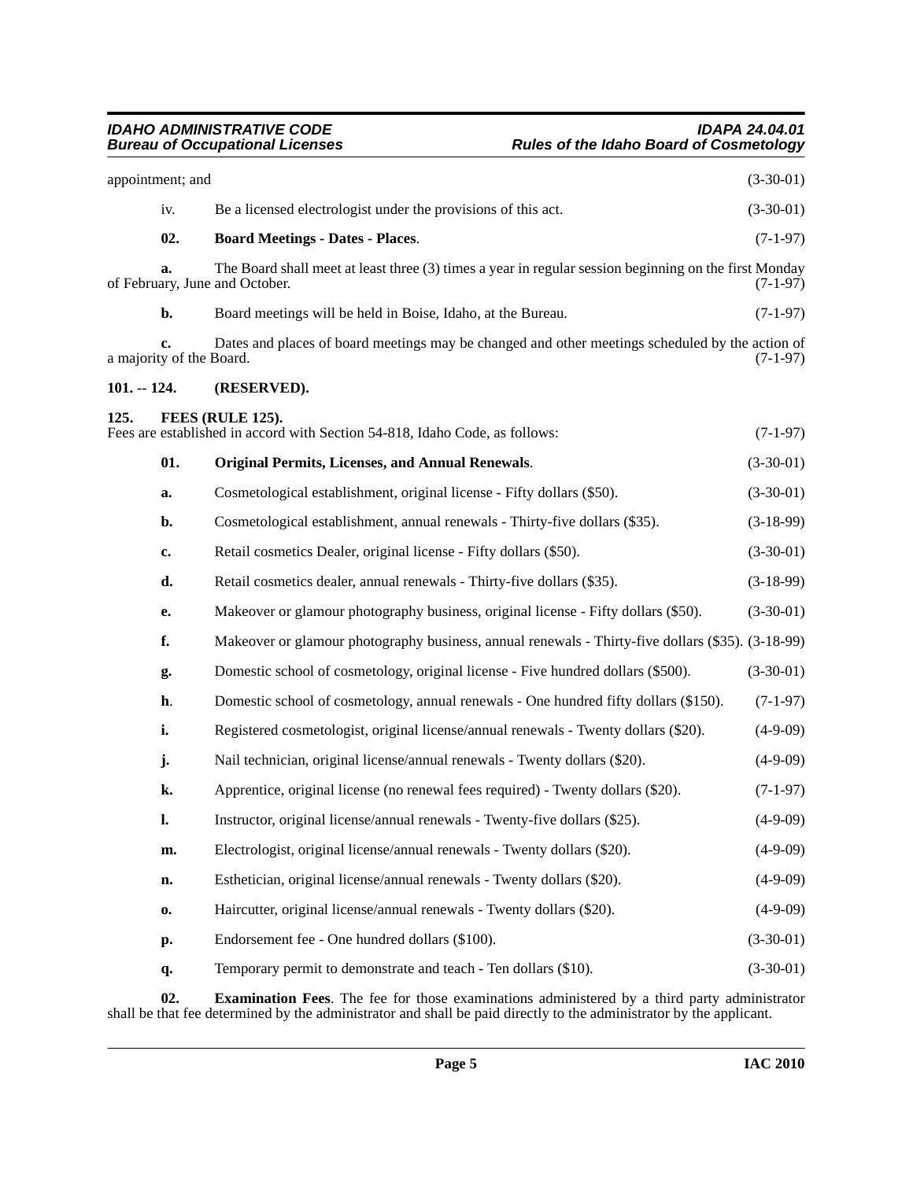appointment; and (3-30-01)

iv. Be a licensed electrologist under the provisions of this act. (3-30-01)

**02. Board Meetings - Dates - Places**. (7-1-97)

**a.** The Board shall meet at least three (3) times a year in regular session beginning on the first Monday of February, June and October. (7-1-97)

**b.** Board meetings will be held in Boise, Idaho, at the Bureau. (7-1-97)

**c.** Dates and places of board meetings may be changed and other meetings scheduled by the action of a majority of the Board. (7-1-97)

## 101. -- 124. (RESERVED).

## 125. FEES (RULE 125).

Fees are established in accord with Section 54-818, Idaho Code, as follows: (7-1-97)

**01. Original Permits, Licenses, and Annual Renewals**. (3-30-01)

**a.** Cosmetological establishment, original license - Fifty dollars ($50). (3-30-01)

**b.** Cosmetological establishment, annual renewals - Thirty-five dollars ($35). (3-18-99)

**c.** Retail cosmetics Dealer, original license - Fifty dollars ($50). (3-30-01)

**d.** Retail cosmetics dealer, annual renewals - Thirty-five dollars ($35). (3-18-99)

**e.** Makeover or glamour photography business, original license - Fifty dollars ($50). (3-30-01)

**f.** Makeover or glamour photography business, annual renewals - Thirty-five dollars ($35). (3-18-99)

**g.** Domestic school of cosmetology, original license - Five hundred dollars ($500). (3-30-01)

**h**. Domestic school of cosmetology, annual renewals - One hundred fifty dollars ($150). (7-1-97)

**i.** Registered cosmetologist, original license/annual renewals - Twenty dollars ($20). (4-9-09)

**j.** Nail technician, original license/annual renewals - Twenty dollars ($20). (4-9-09)

**k.** Apprentice, original license (no renewal fees required) - Twenty dollars ($20). (7-1-97)

**l.** Instructor, original license/annual renewals - Twenty-five dollars ($25). (4-9-09)

**m.** Electrologist, original license/annual renewals - Twenty dollars ($20). (4-9-09)

**n.** Esthetician, original license/annual renewals - Twenty dollars ($20). (4-9-09)

**o.** Haircutter, original license/annual renewals - Twenty dollars ($20). (4-9-09)

**p.** Endorsement fee - One hundred dollars ($100). (3-30-01)

**q.** Temporary permit to demonstrate and teach - Ten dollars ($10). (3-30-01)

**02. Examination Fees**. The fee for those examinations administered by a third party administrator shall be that fee determined by the administrator and shall be paid directly to the administrator by the applicant.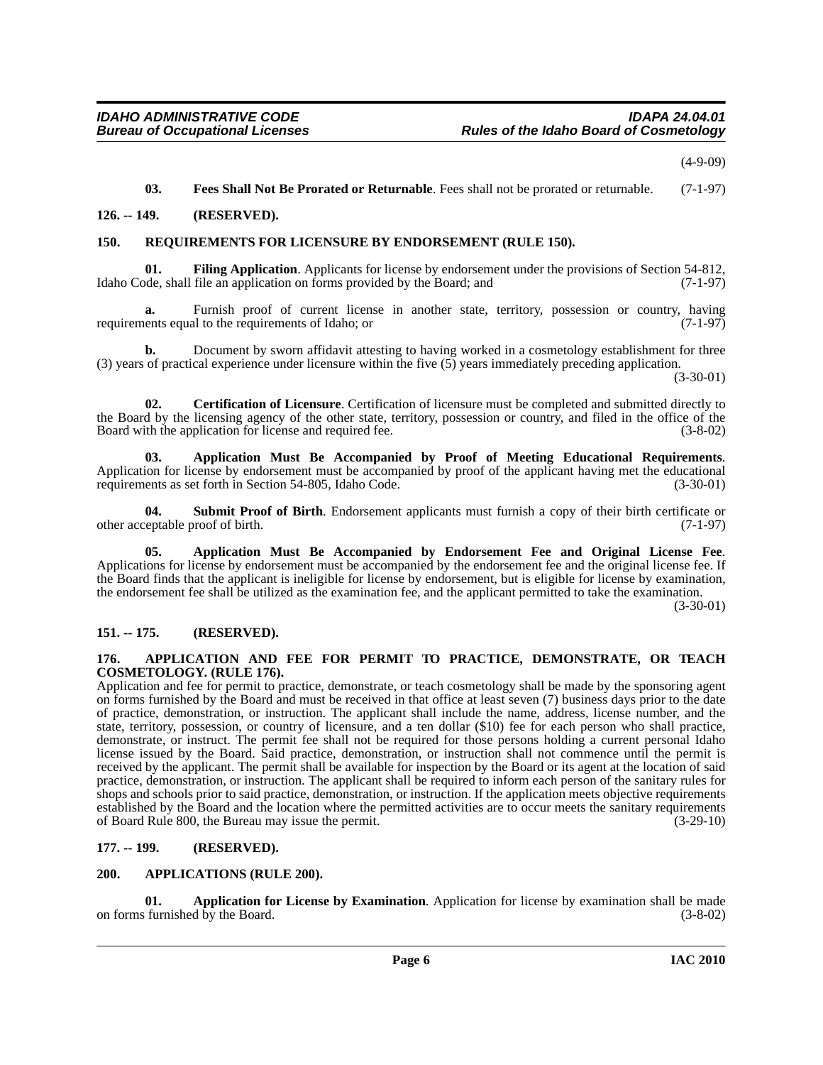(4-9-09)

**03. Fees Shall Not Be Prorated or Returnable**. Fees shall not be prorated or returnable. (7-1-97)

## 126. -- 149. (RESERVED).

## 150. REQUIREMENTS FOR LICENSURE BY ENDORSEMENT (RULE 150).

**01. Filing Application**. Applicants for license by endorsement under the provisions of Section 54-812, Idaho Code, shall file an application on forms provided by the Board; and (7-1-97)

**a.** Furnish proof of current license in another state, territory, possession or country, having requirements equal to the requirements of Idaho; or (7-1-97)

**b.** Document by sworn affidavit attesting to having worked in a cosmetology establishment for three (3) years of practical experience under licensure within the five (5) years immediately preceding application. (3-30-01)

**02. Certification of Licensure**. Certification of licensure must be completed and submitted directly to the Board by the licensing agency of the other state, territory, possession or country, and filed in the office of the Board with the application for license and required fee. (3-8-02)

**03. Application Must Be Accompanied by Proof of Meeting Educational Requirements**. Application for license by endorsement must be accompanied by proof of the applicant having met the educational requirements as set forth in Section 54-805, Idaho Code. (3-30-01)

**04. Submit Proof of Birth**. Endorsement applicants must furnish a copy of their birth certificate or other acceptable proof of birth. (7-1-97)

**05. Application Must Be Accompanied by Endorsement Fee and Original License Fee**. Applications for license by endorsement must be accompanied by the endorsement fee and the original license fee. If the Board finds that the applicant is ineligible for license by endorsement, but is eligible for license by examination, the endorsement fee shall be utilized as the examination fee, and the applicant permitted to take the examination. (3-30-01)

## 151. -- 175. (RESERVED).

## 176. APPLICATION AND FEE FOR PERMIT TO PRACTICE, DEMONSTRATE, OR TEACH COSMETOLOGY. (RULE 176).

Application and fee for permit to practice, demonstrate, or teach cosmetology shall be made by the sponsoring agent on forms furnished by the Board and must be received in that office at least seven (7) business days prior to the date of practice, demonstration, or instruction. The applicant shall include the name, address, license number, and the state, territory, possession, or country of licensure, and a ten dollar ($10) fee for each person who shall practice, demonstrate, or instruct. The permit fee shall not be required for those persons holding a current personal Idaho license issued by the Board. Said practice, demonstration, or instruction shall not commence until the permit is received by the applicant. The permit shall be available for inspection by the Board or its agent at the location of said practice, demonstration, or instruction. The applicant shall be required to inform each person of the sanitary rules for shops and schools prior to said practice, demonstration, or instruction. If the application meets objective requirements established by the Board and the location where the permitted activities are to occur meets the sanitary requirements of Board Rule 800, the Bureau may issue the permit. (3-29-10)

## 177. -- 199. (RESERVED).

## 200. APPLICATIONS (RULE 200).

**01. Application for License by Examination**. Application for license by examination shall be made on forms furnished by the Board. (3-8-02)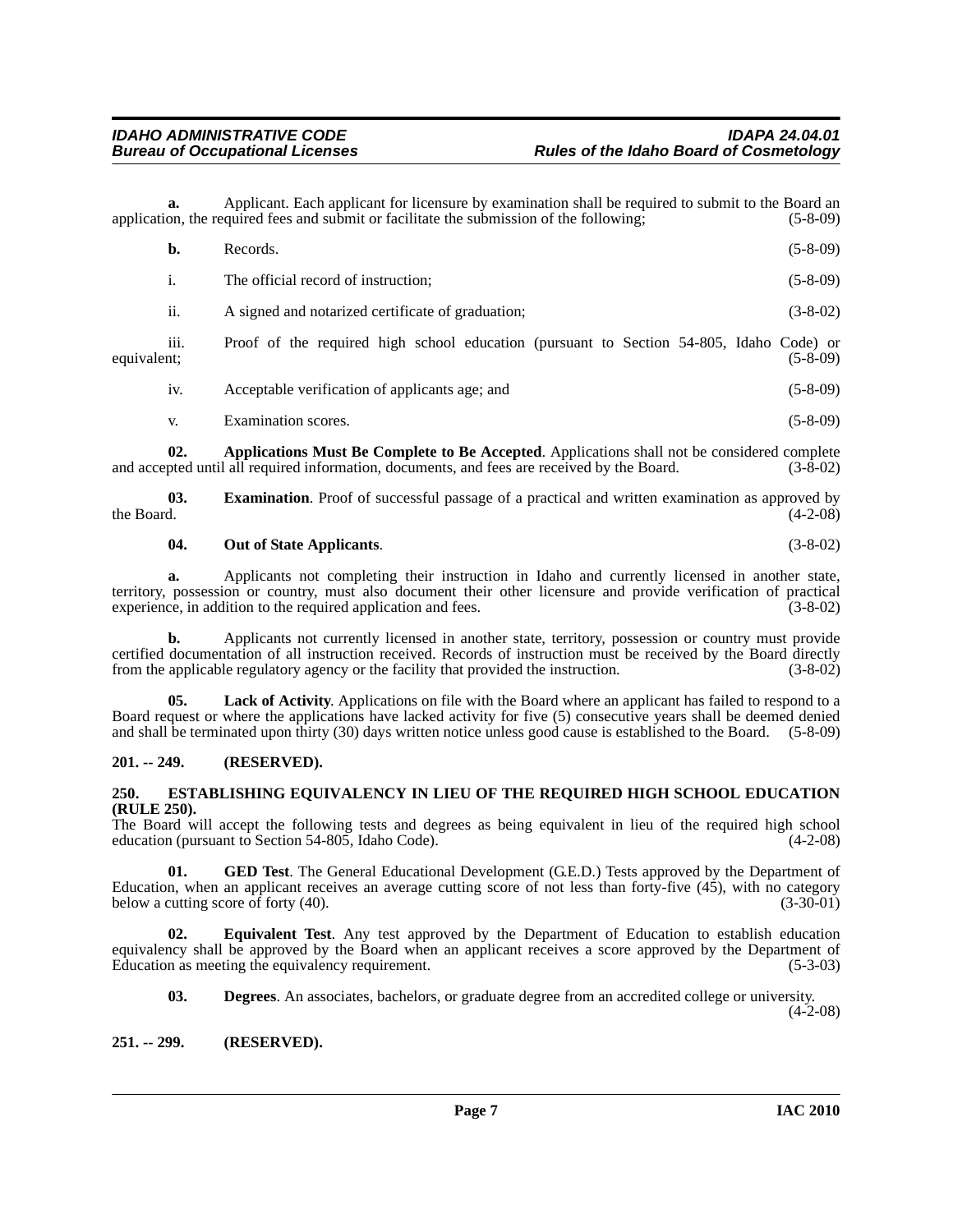**a.** Applicant. Each applicant for licensure by examination shall be required to submit to the Board an application, the required fees and submit or facilitate the submission of the following; (5-8-09)

**b.** Records. (5-8-09)

i. The official record of instruction; (5-8-09)

ii. A signed and notarized certificate of graduation; (3-8-02)

iii. Proof of the required high school education (pursuant to Section 54-805, Idaho Code) or equivalent; (5-8-09)

iv. Acceptable verification of applicants age; and (5-8-09)

v. Examination scores. (5-8-09)

**02. Applications Must Be Complete to Be Accepted**. Applications shall not be considered complete and accepted until all required information, documents, and fees are received by the Board. (3-8-02)

**03. Examination**. Proof of successful passage of a practical and written examination as approved by the Board. (4-2-08)

**04. Out of State Applicants**. (3-8-02)

**a.** Applicants not completing their instruction in Idaho and currently licensed in another state, territory, possession or country, must also document their other licensure and provide verification of practical experience, in addition to the required application and fees. (3-8-02)

**b.** Applicants not currently licensed in another state, territory, possession or country must provide certified documentation of all instruction received. Records of instruction must be received by the Board directly from the applicable regulatory agency or the facility that provided the instruction. (3-8-02)

**05. Lack of Activity**. Applications on file with the Board where an applicant has failed to respond to a Board request or where the applications have lacked activity for five (5) consecutive years shall be deemed denied and shall be terminated upon thirty (30) days written notice unless good cause is established to the Board. (5-8-09)

## 201. -- 249. (RESERVED).

## 250. ESTABLISHING EQUIVALENCY IN LIEU OF THE REQUIRED HIGH SCHOOL EDUCATION (RULE 250).

The Board will accept the following tests and degrees as being equivalent in lieu of the required high school education (pursuant to Section 54-805, Idaho Code). (4-2-08)

**01. GED Test**. The General Educational Development (G.E.D.) Tests approved by the Department of Education, when an applicant receives an average cutting score of not less than forty-five (45), with no category below a cutting score of forty (40). (3-30-01)

**02. Equivalent Test**. Any test approved by the Department of Education to establish education equivalency shall be approved by the Board when an applicant receives a score approved by the Department of Education as meeting the equivalency requirement. (5-3-03)

**03. Degrees**. An associates, bachelors, or graduate degree from an accredited college or university. (4-2-08)

## 251. -- 299. (RESERVED).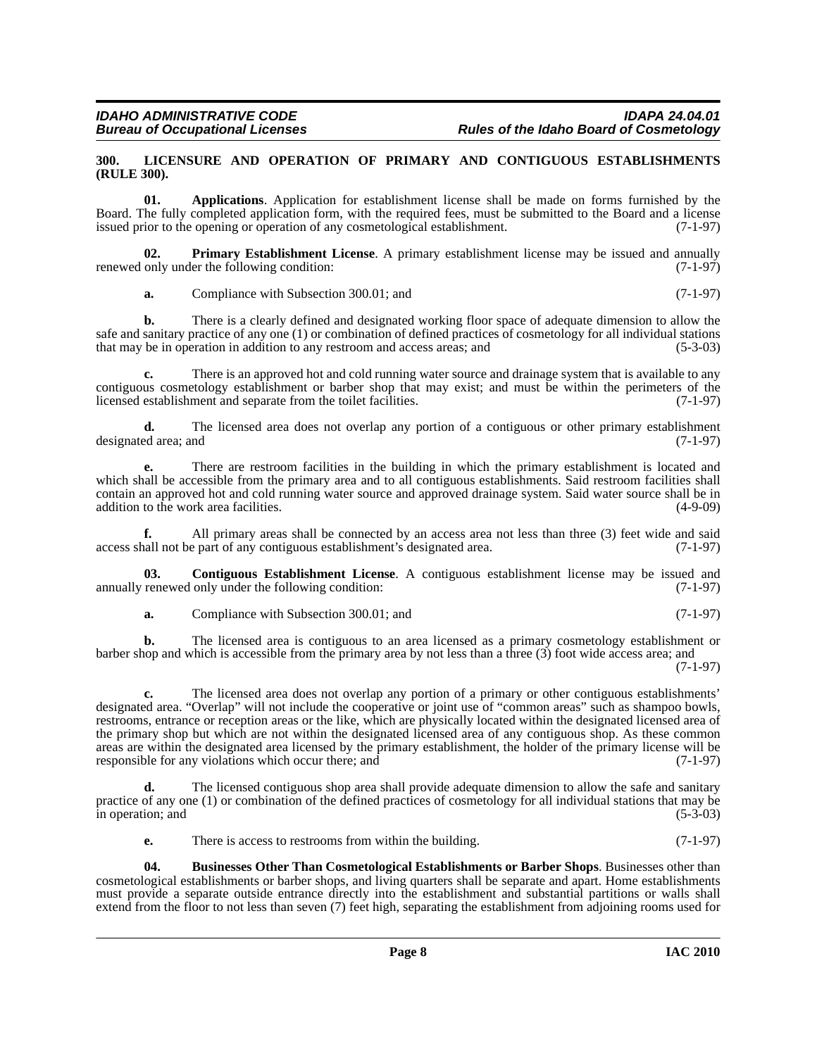### 300. LICENSURE AND OPERATION OF PRIMARY AND CONTIGUOUS ESTABLISHMENTS (RULE 300).

**01. Applications**. Application for establishment license shall be made on forms furnished by the Board. The fully completed application form, with the required fees, must be submitted to the Board and a license issued prior to the opening or operation of any cosmetological establishment. (7-1-97)

**02. Primary Establishment License**. A primary establishment license may be issued and annually renewed only under the following condition: (7-1-97)

**a.** Compliance with Subsection 300.01; and (7-1-97)

**b.** There is a clearly defined and designated working floor space of adequate dimension to allow the safe and sanitary practice of any one (1) or combination of defined practices of cosmetology for all individual stations that may be in operation in addition to any restroom and access areas; and (5-3-03)

**c.** There is an approved hot and cold running water source and drainage system that is available to any contiguous cosmetology establishment or barber shop that may exist; and must be within the perimeters of the licensed establishment and separate from the toilet facilities. (7-1-97)

**d.** The licensed area does not overlap any portion of a contiguous or other primary establishment designated area; and (7-1-97)

**e.** There are restroom facilities in the building in which the primary establishment is located and which shall be accessible from the primary area and to all contiguous establishments. Said restroom facilities shall contain an approved hot and cold running water source and approved drainage system. Said water source shall be in addition to the work area facilities. (4-9-09)

**f.** All primary areas shall be connected by an access area not less than three (3) feet wide and said access shall not be part of any contiguous establishment's designated area. (7-1-97)

**03. Contiguous Establishment License**. A contiguous establishment license may be issued and annually renewed only under the following condition: (7-1-97)

**a.** Compliance with Subsection 300.01; and (7-1-97)

**b.** The licensed area is contiguous to an area licensed as a primary cosmetology establishment or barber shop and which is accessible from the primary area by not less than a three (3) foot wide access area; and (7-1-97)

**c.** The licensed area does not overlap any portion of a primary or other contiguous establishments' designated area. "Overlap" will not include the cooperative or joint use of "common areas" such as shampoo bowls, restrooms, entrance or reception areas or the like, which are physically located within the designated licensed area of the primary shop but which are not within the designated licensed area of any contiguous shop. As these common areas are within the designated area licensed by the primary establishment, the holder of the primary license will be responsible for any violations which occur there; and (7-1-97)

**d.** The licensed contiguous shop area shall provide adequate dimension to allow the safe and sanitary practice of any one (1) or combination of the defined practices of cosmetology for all individual stations that may be in operation; and (5-3-03)

**e.** There is access to restrooms from within the building. (7-1-97)

**04. Businesses Other Than Cosmetological Establishments or Barber Shops**. Businesses other than cosmetological establishments or barber shops, and living quarters shall be separate and apart. Home establishments must provide a separate outside entrance directly into the establishment and substantial partitions or walls shall extend from the floor to not less than seven (7) feet high, separating the establishment from adjoining rooms used for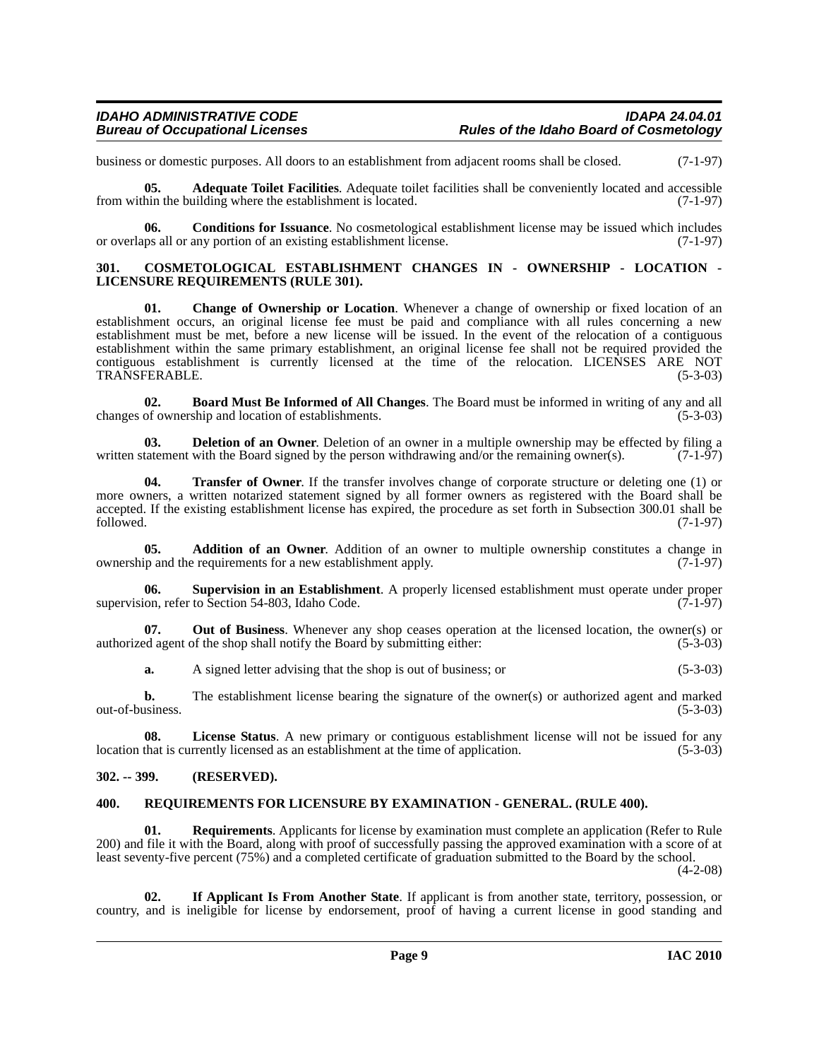business or domestic purposes. All doors to an establishment from adjacent rooms shall be closed. (7-1-97)

**05. Adequate Toilet Facilities**. Adequate toilet facilities shall be conveniently located and accessible from within the building where the establishment is located. (7-1-97)

**06. Conditions for Issuance**. No cosmetological establishment license may be issued which includes or overlaps all or any portion of an existing establishment license. (7-1-97)

### 301. COSMETOLOGICAL ESTABLISHMENT CHANGES IN - OWNERSHIP - LOCATION - LICENSURE REQUIREMENTS (RULE 301).

**01. Change of Ownership or Location**. Whenever a change of ownership or fixed location of an establishment occurs, an original license fee must be paid and compliance with all rules concerning a new establishment must be met, before a new license will be issued. In the event of the relocation of a contiguous establishment within the same primary establishment, an original license fee shall not be required provided the contiguous establishment is currently licensed at the time of the relocation. LICENSES ARE NOT TRANSFERABLE. (5-3-03)

**02. Board Must Be Informed of All Changes**. The Board must be informed in writing of any and all changes of ownership and location of establishments. (5-3-03)

**03. Deletion of an Owner**. Deletion of an owner in a multiple ownership may be effected by filing a written statement with the Board signed by the person withdrawing and/or the remaining owner(s). (7-1-97)

**04. Transfer of Owner**. If the transfer involves change of corporate structure or deleting one (1) or more owners, a written notarized statement signed by all former owners as registered with the Board shall be accepted. If the existing establishment license has expired, the procedure as set forth in Subsection 300.01 shall be followed. (7-1-97)

**05. Addition of an Owner**. Addition of an owner to multiple ownership constitutes a change in ownership and the requirements for a new establishment apply. (7-1-97)

**06. Supervision in an Establishment**. A properly licensed establishment must operate under proper supervision, refer to Section 54-803, Idaho Code. (7-1-97)

**07. Out of Business**. Whenever any shop ceases operation at the licensed location, the owner(s) or authorized agent of the shop shall notify the Board by submitting either: (5-3-03)

**a.** A signed letter advising that the shop is out of business; or (5-3-03)

**b.** The establishment license bearing the signature of the owner(s) or authorized agent and marked out-of-business. (5-3-03)

**08. License Status**. A new primary or contiguous establishment license will not be issued for any location that is currently licensed as an establishment at the time of application. (5-3-03)

### 302. -- 399. (RESERVED).

### 400. REQUIREMENTS FOR LICENSURE BY EXAMINATION - GENERAL. (RULE 400).

**01. Requirements**. Applicants for license by examination must complete an application (Refer to Rule 200) and file it with the Board, along with proof of successfully passing the approved examination with a score of at least seventy-five percent (75%) and a completed certificate of graduation submitted to the Board by the school. (4-2-08)

**02. If Applicant Is From Another State**. If applicant is from another state, territory, possession, or country, and is ineligible for license by endorsement, proof of having a current license in good standing and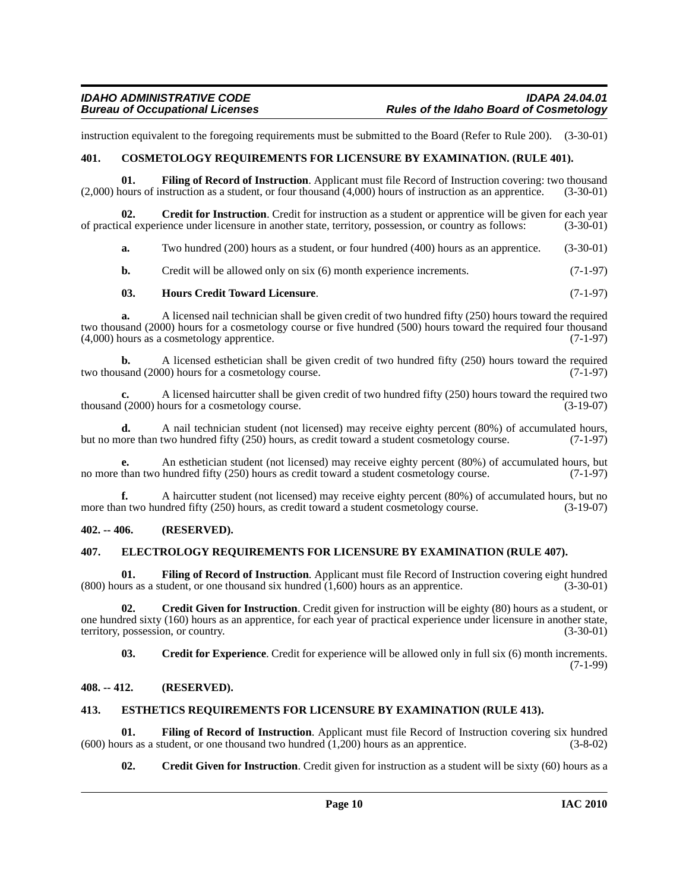instruction equivalent to the foregoing requirements must be submitted to the Board (Refer to Rule 200). (3-30-01)

## 401. COSMETOLOGY REQUIREMENTS FOR LICENSURE BY EXAMINATION. (RULE 401).

**01. Filing of Record of Instruction**. Applicant must file Record of Instruction covering: two thousand (2,000) hours of instruction as a student, or four thousand (4,000) hours of instruction as an apprentice. (3-30-01)

**02. Credit for Instruction**. Credit for instruction as a student or apprentice will be given for each year of practical experience under licensure in another state, territory, possession, or country as follows: (3-30-01)

**a.** Two hundred (200) hours as a student, or four hundred (400) hours as an apprentice. (3-30-01)

**b.** Credit will be allowed only on six (6) month experience increments. (7-1-97)

**03. Hours Credit Toward Licensure**. (7-1-97)

**a.** A licensed nail technician shall be given credit of two hundred fifty (250) hours toward the required two thousand (2000) hours for a cosmetology course or five hundred (500) hours toward the required four thousand (4,000) hours as a cosmetology apprentice. (7-1-97)

**b.** A licensed esthetician shall be given credit of two hundred fifty (250) hours toward the required two thousand (2000) hours for a cosmetology course. (7-1-97)

**c.** A licensed haircutter shall be given credit of two hundred fifty (250) hours toward the required two thousand (2000) hours for a cosmetology course. (3-19-07)

**d.** A nail technician student (not licensed) may receive eighty percent (80%) of accumulated hours, but no more than two hundred fifty (250) hours, as credit toward a student cosmetology course. (7-1-97)

**e.** An esthetician student (not licensed) may receive eighty percent (80%) of accumulated hours, but no more than two hundred fifty (250) hours as credit toward a student cosmetology course. (7-1-97)

**f.** A haircutter student (not licensed) may receive eighty percent (80%) of accumulated hours, but no more than two hundred fifty (250) hours, as credit toward a student cosmetology course. (3-19-07)

## 402. -- 406. (RESERVED).

## 407. ELECTROLOGY REQUIREMENTS FOR LICENSURE BY EXAMINATION (RULE 407).

**01. Filing of Record of Instruction**. Applicant must file Record of Instruction covering eight hundred (800) hours as a student, or one thousand six hundred (1,600) hours as an apprentice. (3-30-01)

**02. Credit Given for Instruction**. Credit given for instruction will be eighty (80) hours as a student, or one hundred sixty (160) hours as an apprentice, for each year of practical experience under licensure in another state, territory, possession, or country. (3-30-01)

**03. Credit for Experience**. Credit for experience will be allowed only in full six (6) month increments. (7-1-99)

## 408. -- 412. (RESERVED).

## 413. ESTHETICS REQUIREMENTS FOR LICENSURE BY EXAMINATION (RULE 413).

**01. Filing of Record of Instruction**. Applicant must file Record of Instruction covering six hundred (600) hours as a student, or one thousand two hundred (1,200) hours as an apprentice. (3-8-02)

**02. Credit Given for Instruction**. Credit given for instruction as a student will be sixty (60) hours as a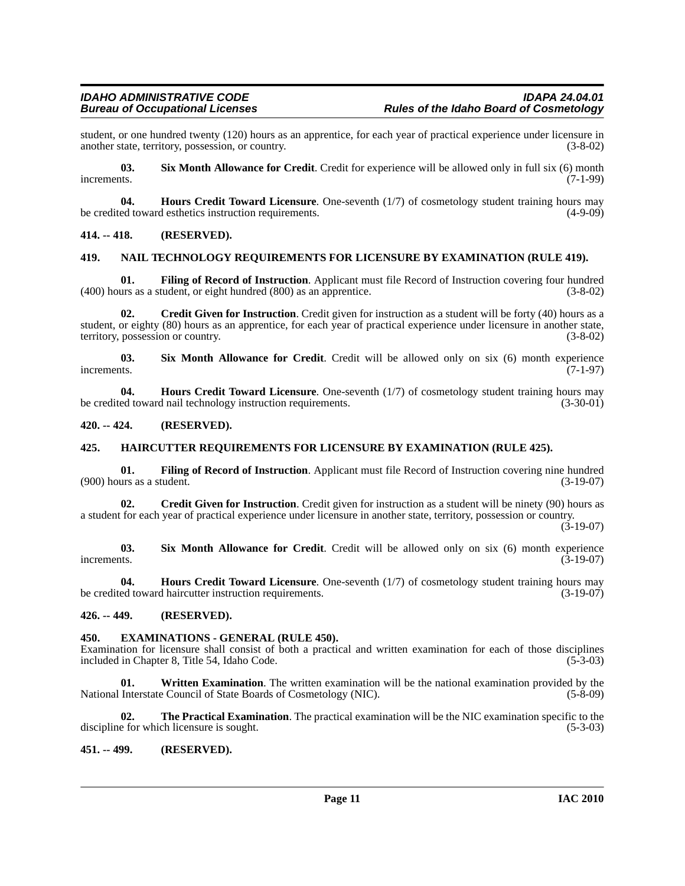student, or one hundred twenty (120) hours as an apprentice, for each year of practical experience under licensure in another state, territory, possession, or country. (3-8-02)

**03. Six Month Allowance for Credit**. Credit for experience will be allowed only in full six (6) month increments. (7-1-99)

**04. Hours Credit Toward Licensure**. One-seventh (1/7) of cosmetology student training hours may be credited toward esthetics instruction requirements. (4-9-09)

## 414. -- 418. (RESERVED).

## 419. NAIL TECHNOLOGY REQUIREMENTS FOR LICENSURE BY EXAMINATION (RULE 419).

**01. Filing of Record of Instruction**. Applicant must file Record of Instruction covering four hundred (400) hours as a student, or eight hundred (800) as an apprentice. (3-8-02)

**02. Credit Given for Instruction**. Credit given for instruction as a student will be forty (40) hours as a student, or eighty (80) hours as an apprentice, for each year of practical experience under licensure in another state, territory, possession or country. (3-8-02)

**03. Six Month Allowance for Credit**. Credit will be allowed only on six (6) month experience increments. (7-1-97)

**04. Hours Credit Toward Licensure**. One-seventh (1/7) of cosmetology student training hours may be credited toward nail technology instruction requirements. (3-30-01)

## 420. -- 424. (RESERVED).

## 425. HAIRCUTTER REQUIREMENTS FOR LICENSURE BY EXAMINATION (RULE 425).

**01. Filing of Record of Instruction**. Applicant must file Record of Instruction covering nine hundred (900) hours as a student. (3-19-07)

**02. Credit Given for Instruction**. Credit given for instruction as a student will be ninety (90) hours as a student for each year of practical experience under licensure in another state, territory, possession or country. (3-19-07)

**03. Six Month Allowance for Credit**. Credit will be allowed only on six (6) month experience increments. (3-19-07)

**04. Hours Credit Toward Licensure**. One-seventh (1/7) of cosmetology student training hours may be credited toward haircutter instruction requirements. (3-19-07)

## 426. -- 449. (RESERVED).

## 450. EXAMINATIONS - GENERAL (RULE 450).

Examination for licensure shall consist of both a practical and written examination for each of those disciplines included in Chapter 8, Title 54, Idaho Code. (5-3-03)

**01. Written Examination**. The written examination will be the national examination provided by the National Interstate Council of State Boards of Cosmetology (NIC). (5-8-09)

**02. The Practical Examination**. The practical examination will be the NIC examination specific to the discipline for which licensure is sought. (5-3-03)

## 451. -- 499. (RESERVED).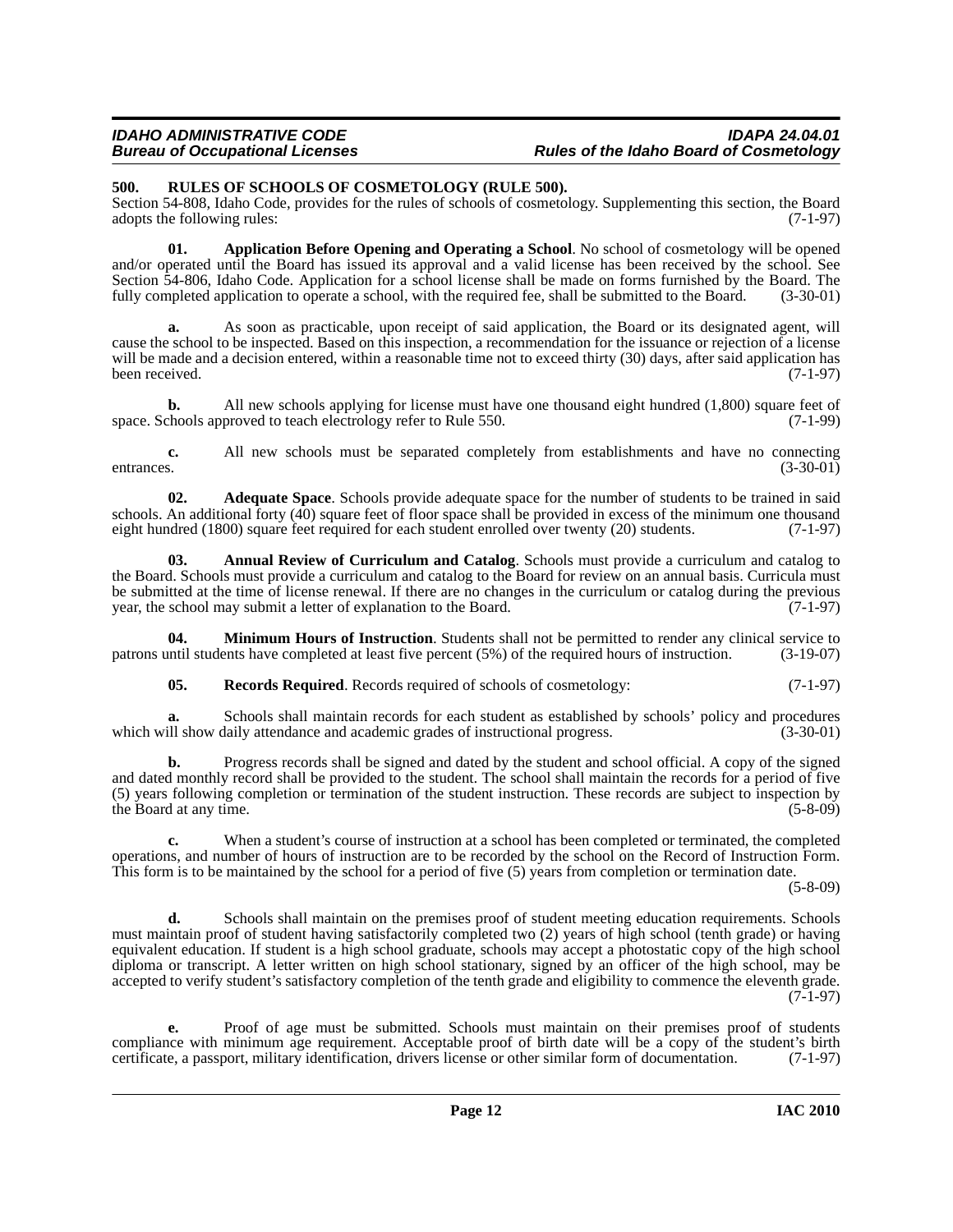### 500. RULES OF SCHOOLS OF COSMETOLOGY (RULE 500).

Section 54-808, Idaho Code, provides for the rules of schools of cosmetology. Supplementing this section, the Board adopts the following rules: (7-1-97)

**01. Application Before Opening and Operating a School**. No school of cosmetology will be opened and/or operated until the Board has issued its approval and a valid license has been received by the school. See Section 54-806, Idaho Code. Application for a school license shall be made on forms furnished by the Board. The fully completed application to operate a school, with the required fee, shall be submitted to the Board. (3-30-01)

**a.** As soon as practicable, upon receipt of said application, the Board or its designated agent, will cause the school to be inspected. Based on this inspection, a recommendation for the issuance or rejection of a license will be made and a decision entered, within a reasonable time not to exceed thirty (30) days, after said application has been received. (7-1-97)

**b.** All new schools applying for license must have one thousand eight hundred (1,800) square feet of space. Schools approved to teach electrology refer to Rule 550. (7-1-99)

**c.** All new schools must be separated completely from establishments and have no connecting entrances. (3-30-01)

**02. Adequate Space**. Schools provide adequate space for the number of students to be trained in said schools. An additional forty (40) square feet of floor space shall be provided in excess of the minimum one thousand eight hundred (1800) square feet required for each student enrolled over twenty (20) students. (7-1-97)

**03. Annual Review of Curriculum and Catalog**. Schools must provide a curriculum and catalog to the Board. Schools must provide a curriculum and catalog to the Board for review on an annual basis. Curricula must be submitted at the time of license renewal. If there are no changes in the curriculum or catalog during the previous year, the school may submit a letter of explanation to the Board. (7-1-97)

**04. Minimum Hours of Instruction**. Students shall not be permitted to render any clinical service to patrons until students have completed at least five percent (5%) of the required hours of instruction. (3-19-07)

**05. Records Required**. Records required of schools of cosmetology: (7-1-97)

**a.** Schools shall maintain records for each student as established by schools' policy and procedures which will show daily attendance and academic grades of instructional progress. (3-30-01)

**b.** Progress records shall be signed and dated by the student and school official. A copy of the signed and dated monthly record shall be provided to the student. The school shall maintain the records for a period of five (5) years following completion or termination of the student instruction. These records are subject to inspection by the Board at any time. (5-8-09)

**c.** When a student's course of instruction at a school has been completed or terminated, the completed operations, and number of hours of instruction are to be recorded by the school on the Record of Instruction Form. This form is to be maintained by the school for a period of five (5) years from completion or termination date. (5-8-09)

**d.** Schools shall maintain on the premises proof of student meeting education requirements. Schools must maintain proof of student having satisfactorily completed two (2) years of high school (tenth grade) or having equivalent education. If student is a high school graduate, schools may accept a photostatic copy of the high school diploma or transcript. A letter written on high school stationary, signed by an officer of the high school, may be accepted to verify student's satisfactory completion of the tenth grade and eligibility to commence the eleventh grade. (7-1-97)

**e.** Proof of age must be submitted. Schools must maintain on their premises proof of students compliance with minimum age requirement. Acceptable proof of birth date will be a copy of the student's birth certificate, a passport, military identification, drivers license or other similar form of documentation. (7-1-97)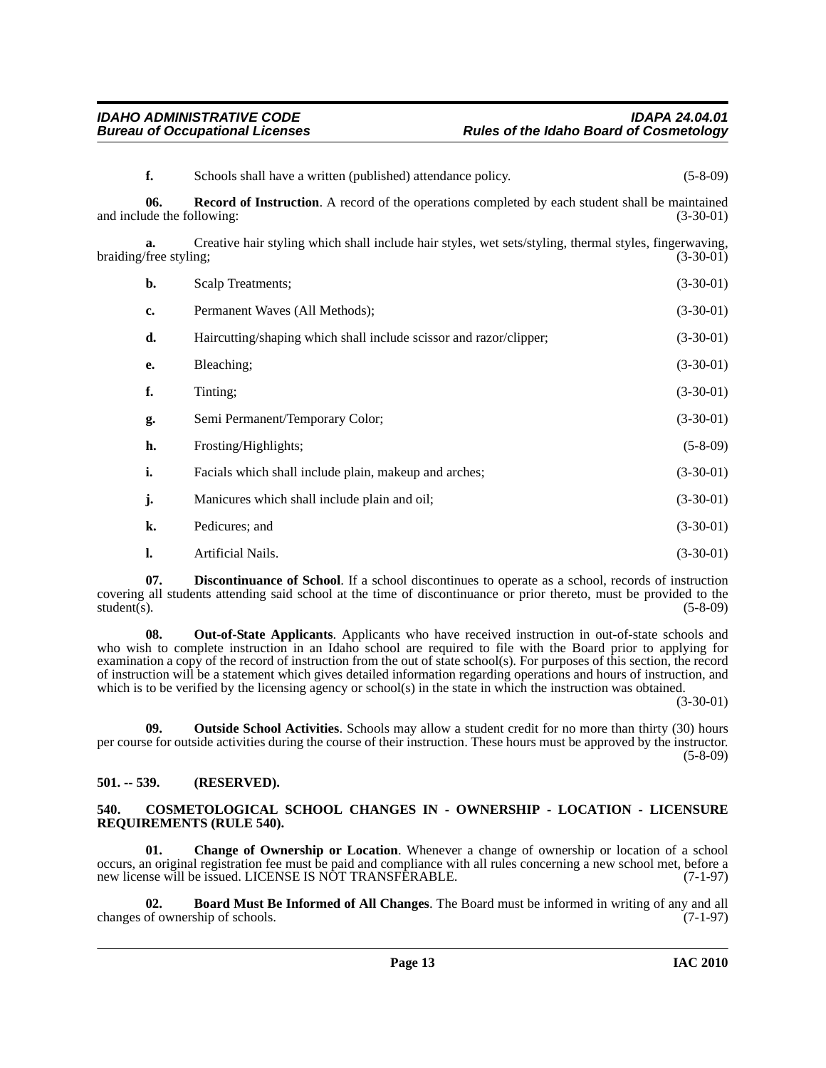**f.** Schools shall have a written (published) attendance policy. (5-8-09)

**06. Record of Instruction**. A record of the operations completed by each student shall be maintained and include the following: (3-30-01)

**a.** Creative hair styling which shall include hair styles, wet sets/styling, thermal styles, fingerwaving, braiding/free styling; (3-30-01)

**b.** Scalp Treatments; (3-30-01)

**c.** Permanent Waves (All Methods); (3-30-01)

**d.** Haircutting/shaping which shall include scissor and razor/clipper; (3-30-01)

**e.** Bleaching; (3-30-01)

**f.** Tinting; (3-30-01)

**g.** Semi Permanent/Temporary Color; (3-30-01)

**h.** Frosting/Highlights; (5-8-09)

**i.** Facials which shall include plain, makeup and arches; (3-30-01)

**j.** Manicures which shall include plain and oil; (3-30-01)

**k.** Pedicures; and (3-30-01)

**l.** Artificial Nails. (3-30-01)

**07. Discontinuance of School**. If a school discontinues to operate as a school, records of instruction covering all students attending said school at the time of discontinuance or prior thereto, must be provided to the student(s). (5-8-09)

**08. Out-of-State Applicants**. Applicants who have received instruction in out-of-state schools and who wish to complete instruction in an Idaho school are required to file with the Board prior to applying for examination a copy of the record of instruction from the out of state school(s). For purposes of this section, the record of instruction will be a statement which gives detailed information regarding operations and hours of instruction, and which is to be verified by the licensing agency or school(s) in the state in which the instruction was obtained. (3-30-01)

**09. Outside School Activities**. Schools may allow a student credit for no more than thirty (30) hours per course for outside activities during the course of their instruction. These hours must be approved by the instructor. (5-8-09)

## 501. -- 539. (RESERVED).

## 540. COSMETOLOGICAL SCHOOL CHANGES IN - OWNERSHIP - LOCATION - LICENSURE REQUIREMENTS (RULE 540).

**01. Change of Ownership or Location**. Whenever a change of ownership or location of a school occurs, an original registration fee must be paid and compliance with all rules concerning a new school met, before a new license will be issued. LICENSE IS NOT TRANSFERABLE. (7-1-97)

**02. Board Must Be Informed of All Changes**. The Board must be informed in writing of any and all changes of ownership of schools. (7-1-97)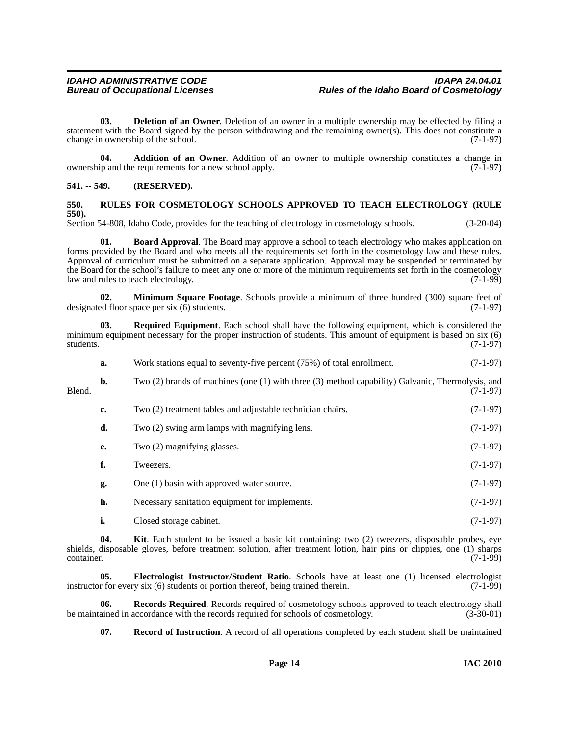**03. Deletion of an Owner**. Deletion of an owner in a multiple ownership may be effected by filing a statement with the Board signed by the person withdrawing and the remaining owner(s). This does not constitute a change in ownership of the school. (7-1-97)

**04. Addition of an Owner**. Addition of an owner to multiple ownership constitutes a change in ownership and the requirements for a new school apply. (7-1-97)

## 541. -- 549. (RESERVED).

## 550. RULES FOR COSMETOLOGY SCHOOLS APPROVED TO TEACH ELECTROLOGY (RULE 550).

Section 54-808, Idaho Code, provides for the teaching of electrology in cosmetology schools. (3-20-04)

**01. Board Approval**. The Board may approve a school to teach electrology who makes application on forms provided by the Board and who meets all the requirements set forth in the cosmetology law and these rules. Approval of curriculum must be submitted on a separate application. Approval may be suspended or terminated by the Board for the school's failure to meet any one or more of the minimum requirements set forth in the cosmetology law and rules to teach electrology. (7-1-99)

**02. Minimum Square Footage**. Schools provide a minimum of three hundred (300) square feet of designated floor space per six (6) students. (7-1-97)

**03. Required Equipment**. Each school shall have the following equipment, which is considered the minimum equipment necessary for the proper instruction of students. This amount of equipment is based on six (6) students. (7-1-97)

**a.** Work stations equal to seventy-five percent (75%) of total enrollment. (7-1-97)

**b.** Two (2) brands of machines (one (1) with three (3) method capability) Galvanic, Thermolysis, and Blend. (7-1-97)

**c.** Two (2) treatment tables and adjustable technician chairs. (7-1-97)

**d.** Two (2) swing arm lamps with magnifying lens. (7-1-97)

**e.** Two (2) magnifying glasses. (7-1-97)

**f.** Tweezers. (7-1-97)

**g.** One (1) basin with approved water source. (7-1-97)

**h.** Necessary sanitation equipment for implements. (7-1-97)

**i.** Closed storage cabinet. (7-1-97)

**04. Kit**. Each student to be issued a basic kit containing: two (2) tweezers, disposable probes, eye shields, disposable gloves, before treatment solution, after treatment lotion, hair pins or clippies, one (1) sharps container. (7-1-99)

**05. Electrologist Instructor/Student Ratio**. Schools have at least one (1) licensed electrologist instructor for every six (6) students or portion thereof, being trained therein. (7-1-99)

**06. Records Required**. Records required of cosmetology schools approved to teach electrology shall be maintained in accordance with the records required for schools of cosmetology. (3-30-01)

**07. Record of Instruction**. A record of all operations completed by each student shall be maintained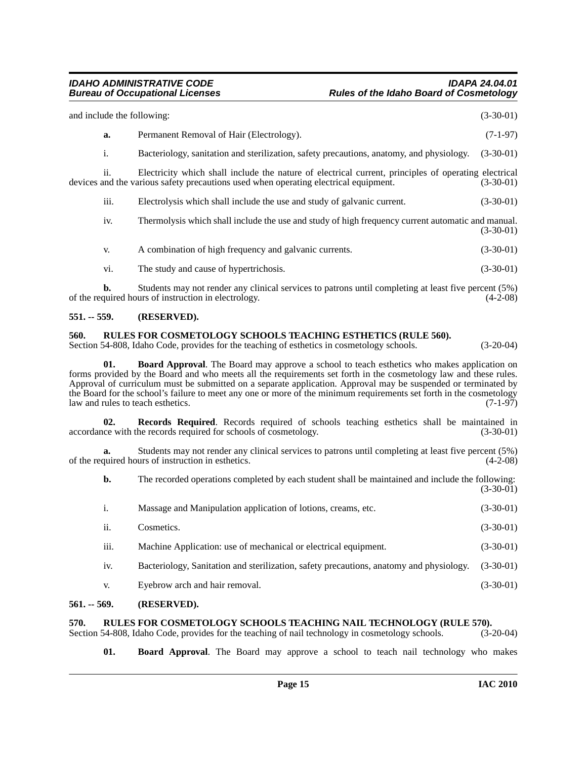and include the following: (3-30-01)

**a.** Permanent Removal of Hair (Electrology). (7-1-97)

i. Bacteriology, sanitation and sterilization, safety precautions, anatomy, and physiology. (3-30-01)

ii. Electricity which shall include the nature of electrical current, principles of operating electrical devices and the various safety precautions used when operating electrical equipment. (3-30-01)

iii. Electrolysis which shall include the use and study of galvanic current. (3-30-01)

iv. Thermolysis which shall include the use and study of high frequency current automatic and manual. (3-30-01)

v. A combination of high frequency and galvanic currents. (3-30-01)

vi. The study and cause of hypertrichosis. (3-30-01)

**b.** Students may not render any clinical services to patrons until completing at least five percent (5%) of the required hours of instruction in electrology. (4-2-08)

### 551. -- 559. (RESERVED).

### 560. RULES FOR COSMETOLOGY SCHOOLS TEACHING ESTHETICS (RULE 560).

Section 54-808, Idaho Code, provides for the teaching of esthetics in cosmetology schools. (3-20-04)

**01. Board Approval**. The Board may approve a school to teach esthetics who makes application on forms provided by the Board and who meets all the requirements set forth in the cosmetology law and these rules. Approval of curriculum must be submitted on a separate application. Approval may be suspended or terminated by the Board for the school's failure to meet any one or more of the minimum requirements set forth in the cosmetology law and rules to teach esthetics. (7-1-97)

**02. Records Required**. Records required of schools teaching esthetics shall be maintained in accordance with the records required for schools of cosmetology. (3-30-01)

**a.** Students may not render any clinical services to patrons until completing at least five percent (5%) of the required hours of instruction in esthetics. (4-2-08)

**b.** The recorded operations completed by each student shall be maintained and include the following: (3-30-01)

i. Massage and Manipulation application of lotions, creams, etc. (3-30-01)

ii. Cosmetics. (3-30-01)

iii. Machine Application: use of mechanical or electrical equipment. (3-30-01)

iv. Bacteriology, Sanitation and sterilization, safety precautions, anatomy and physiology. (3-30-01)

v. Eyebrow arch and hair removal. (3-30-01)

### 561. -- 569. (RESERVED).

### 570. RULES FOR COSMETOLOGY SCHOOLS TEACHING NAIL TECHNOLOGY (RULE 570).

Section 54-808, Idaho Code, provides for the teaching of nail technology in cosmetology schools. (3-20-04)

**01. Board Approval**. The Board may approve a school to teach nail technology who makes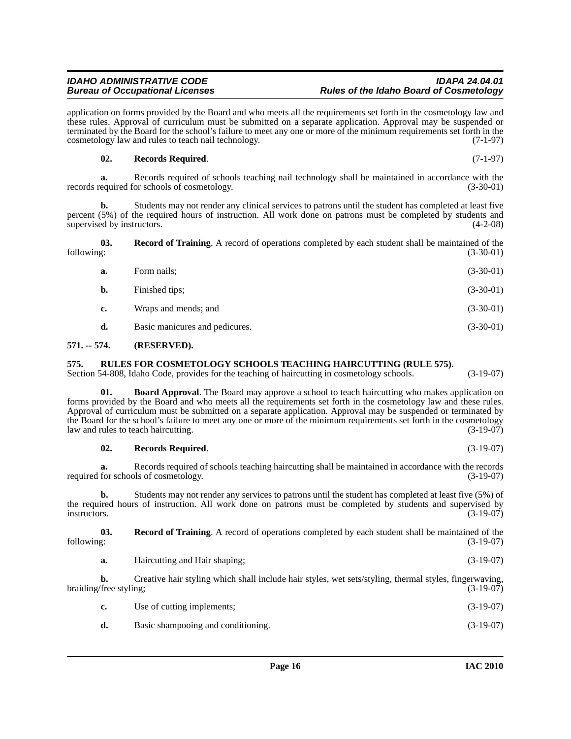application on forms provided by the Board and who meets all the requirements set forth in the cosmetology law and these rules. Approval of curriculum must be submitted on a separate application. Approval may be suspended or terminated by the Board for the school's failure to meet any one or more of the minimum requirements set forth in the cosmetology law and rules to teach nail technology. (7-1-97)

**02. Records Required**. (7-1-97)

**a.** Records required of schools teaching nail technology shall be maintained in accordance with the records required for schools of cosmetology. (3-30-01)

**b.** Students may not render any clinical services to patrons until the student has completed at least five percent (5%) of the required hours of instruction. All work done on patrons must be completed by students and supervised by instructors. (4-2-08)

**03. Record of Training**. A record of operations completed by each student shall be maintained of the following: (3-30-01)

**a.** Form nails; (3-30-01)

**b.** Finished tips; (3-30-01)

**c.** Wraps and mends; and (3-30-01)

**d.** Basic manicures and pedicures. (3-30-01)

## 571. -- 574. (RESERVED).

## 575. RULES FOR COSMETOLOGY SCHOOLS TEACHING HAIRCUTTING (RULE 575).

Section 54-808, Idaho Code, provides for the teaching of haircutting in cosmetology schools. (3-19-07)

**01. Board Approval**. The Board may approve a school to teach haircutting who makes application on forms provided by the Board and who meets all the requirements set forth in the cosmetology law and these rules. Approval of curriculum must be submitted on a separate application. Approval may be suspended or terminated by the Board for the school's failure to meet any one or more of the minimum requirements set forth in the cosmetology law and rules to teach haircutting. (3-19-07)

**02. Records Required**. (3-19-07)

**a.** Records required of schools teaching haircutting shall be maintained in accordance with the records required for schools of cosmetology. (3-19-07)

**b.** Students may not render any services to patrons until the student has completed at least five (5%) of the required hours of instruction. All work done on patrons must be completed by students and supervised by instructors. (3-19-07)

**03. Record of Training**. A record of operations completed by each student shall be maintained of the following: (3-19-07)

**a.** Haircutting and Hair shaping; (3-19-07)

**b.** Creative hair styling which shall include hair styles, wet sets/styling, thermal styles, fingerwaving, braiding/free styling; (3-19-07)

**c.** Use of cutting implements; (3-19-07)

**d.** Basic shampooing and conditioning. (3-19-07)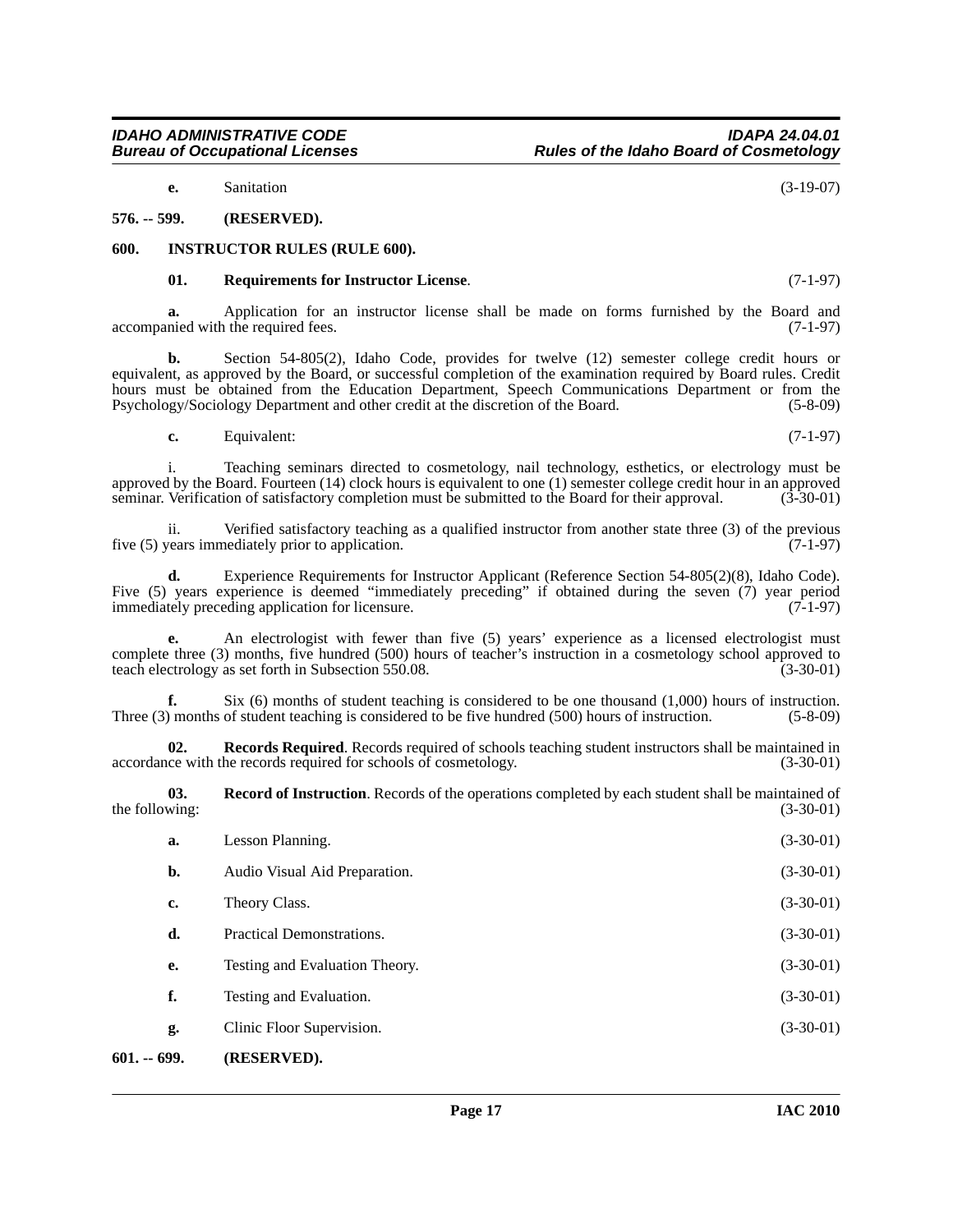**e.** Sanitation (3-19-07)

**576. -- 599. (RESERVED).**

**600. INSTRUCTOR RULES (RULE 600).**

**01. Requirements for Instructor License**. (7-1-97)

**a.** Application for an instructor license shall be made on forms furnished by the Board and accompanied with the required fees. (7-1-97)

**b.** Section 54-805(2), Idaho Code, provides for twelve (12) semester college credit hours or equivalent, as approved by the Board, or successful completion of the examination required by Board rules. Credit hours must be obtained from the Education Department, Speech Communications Department or from the Psychology/Sociology Department and other credit at the discretion of the Board. (5-8-09)

**c.** Equivalent: (7-1-97)

i. Teaching seminars directed to cosmetology, nail technology, esthetics, or electrology must be approved by the Board. Fourteen (14) clock hours is equivalent to one (1) semester college credit hour in an approved seminar. Verification of satisfactory completion must be submitted to the Board for their approval. (3-30-01)

ii. Verified satisfactory teaching as a qualified instructor from another state three (3) of the previous five (5) years immediately prior to application. (7-1-97)

**d.** Experience Requirements for Instructor Applicant (Reference Section 54-805(2)(8), Idaho Code). Five (5) years experience is deemed "immediately preceding" if obtained during the seven (7) year period immediately preceding application for licensure. (7-1-97)

**e.** An electrologist with fewer than five (5) years' experience as a licensed electrologist must complete three (3) months, five hundred (500) hours of teacher's instruction in a cosmetology school approved to teach electrology as set forth in Subsection 550.08. (3-30-01)

**f.** Six (6) months of student teaching is considered to be one thousand (1,000) hours of instruction. Three (3) months of student teaching is considered to be five hundred (500) hours of instruction. (5-8-09)

**02. Records Required**. Records required of schools teaching student instructors shall be maintained in accordance with the records required for schools of cosmetology. (3-30-01)

**03. Record of Instruction**. Records of the operations completed by each student shall be maintained of the following: (3-30-01)

**a.** Lesson Planning. (3-30-01)

**b.** Audio Visual Aid Preparation. (3-30-01)

**c.** Theory Class. (3-30-01)

**d.** Practical Demonstrations. (3-30-01)

**e.** Testing and Evaluation Theory. (3-30-01)

**f.** Testing and Evaluation. (3-30-01)

**g.** Clinic Floor Supervision. (3-30-01)

**601. -- 699. (RESERVED).**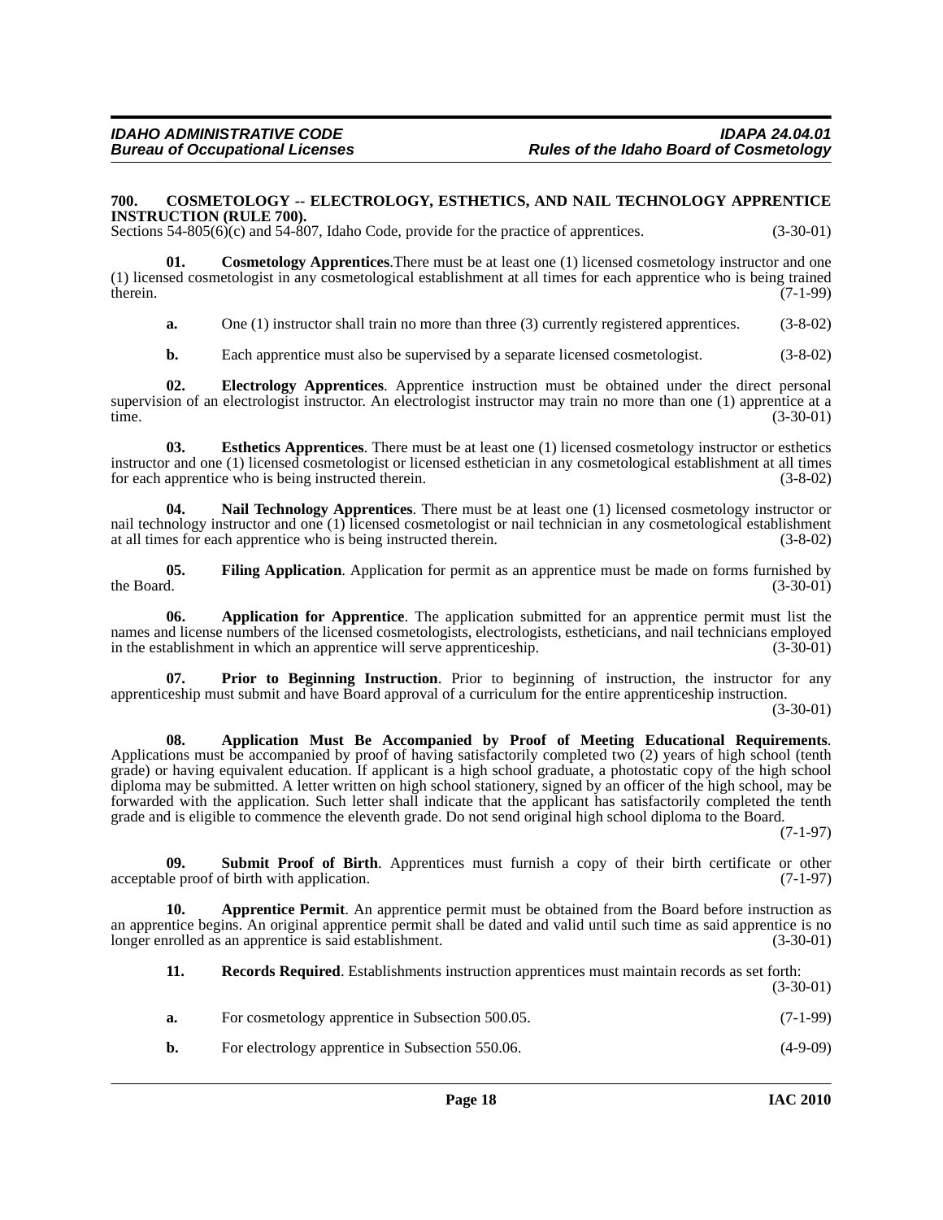**700. COSMETOLOGY -- ELECTROLOGY, ESTHETICS, AND NAIL TECHNOLOGY APPRENTICE INSTRUCTION (RULE 700).**

Sections 54-805(6)(c) and 54-807, Idaho Code, provide for the practice of apprentices. (3-30-01)

**01. Cosmetology Apprentices**.There must be at least one (1) licensed cosmetology instructor and one (1) licensed cosmetologist in any cosmetological establishment at all times for each apprentice who is being trained therein. (7-1-99)

**a.** One (1) instructor shall train no more than three (3) currently registered apprentices. (3-8-02)

**b.** Each apprentice must also be supervised by a separate licensed cosmetologist. (3-8-02)

**02. Electrology Apprentices**. Apprentice instruction must be obtained under the direct personal supervision of an electrologist instructor. An electrologist instructor may train no more than one (1) apprentice at a time. (3-30-01)

**03. Esthetics Apprentices**. There must be at least one (1) licensed cosmetology instructor or esthetics instructor and one (1) licensed cosmetologist or licensed esthetician in any cosmetological establishment at all times for each apprentice who is being instructed therein. (3-8-02)

**04. Nail Technology Apprentices**. There must be at least one (1) licensed cosmetology instructor or nail technology instructor and one (1) licensed cosmetologist or nail technician in any cosmetological establishment at all times for each apprentice who is being instructed therein. (3-8-02)

**05. Filing Application**. Application for permit as an apprentice must be made on forms furnished by the Board. (3-30-01)

**06. Application for Apprentice**. The application submitted for an apprentice permit must list the names and license numbers of the licensed cosmetologists, electrologists, estheticians, and nail technicians employed in the establishment in which an apprentice will serve apprenticeship. (3-30-01)

**07. Prior to Beginning Instruction**. Prior to beginning of instruction, the instructor for any apprenticeship must submit and have Board approval of a curriculum for the entire apprenticeship instruction. (3-30-01)

**08. Application Must Be Accompanied by Proof of Meeting Educational Requirements**. Applications must be accompanied by proof of having satisfactorily completed two (2) years of high school (tenth grade) or having equivalent education. If applicant is a high school graduate, a photostatic copy of the high school diploma may be submitted. A letter written on high school stationery, signed by an officer of the high school, may be forwarded with the application. Such letter shall indicate that the applicant has satisfactorily completed the tenth grade and is eligible to commence the eleventh grade. Do not send original high school diploma to the Board. (7-1-97)

**09. Submit Proof of Birth**. Apprentices must furnish a copy of their birth certificate or other acceptable proof of birth with application. (7-1-97)

**10. Apprentice Permit**. An apprentice permit must be obtained from the Board before instruction as an apprentice begins. An original apprentice permit shall be dated and valid until such time as said apprentice is no longer enrolled as an apprentice is said establishment. (3-30-01)

**11. Records Required**. Establishments instruction apprentices must maintain records as set forth: (3-30-01)

**a.** For cosmetology apprentice in Subsection 500.05. (7-1-99)

**b.** For electrology apprentice in Subsection 550.06. (4-9-09)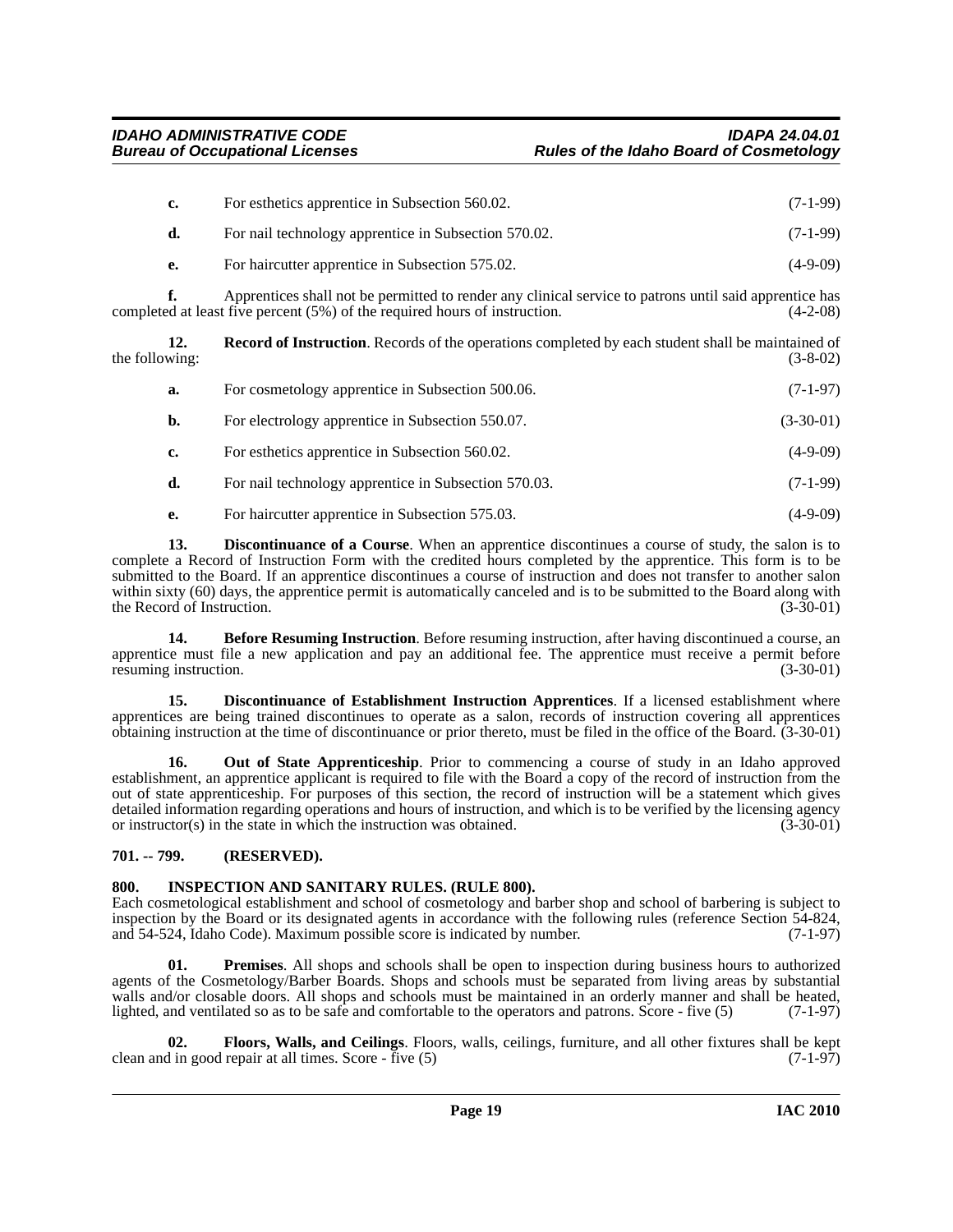c. For esthetics apprentice in Subsection 560.02. (7-1-99)

d. For nail technology apprentice in Subsection 570.02. (7-1-99)

e. For haircutter apprentice in Subsection 575.02. (4-9-09)

f. Apprentices shall not be permitted to render any clinical service to patrons until said apprentice has completed at least five percent (5%) of the required hours of instruction. (4-2-08)

**12. Record of Instruction**. Records of the operations completed by each student shall be maintained of the following: (3-8-02)

a. For cosmetology apprentice in Subsection 500.06. (7-1-97)

b. For electrology apprentice in Subsection 550.07. (3-30-01)

c. For esthetics apprentice in Subsection 560.02. (4-9-09)

d. For nail technology apprentice in Subsection 570.03. (7-1-99)

e. For haircutter apprentice in Subsection 575.03. (4-9-09)

**13. Discontinuance of a Course**. When an apprentice discontinues a course of study, the salon is to complete a Record of Instruction Form with the credited hours completed by the apprentice. This form is to be submitted to the Board. If an apprentice discontinues a course of instruction and does not transfer to another salon within sixty (60) days, the apprentice permit is automatically canceled and is to be submitted to the Board along with the Record of Instruction. (3-30-01)

**14. Before Resuming Instruction**. Before resuming instruction, after having discontinued a course, an apprentice must file a new application and pay an additional fee. The apprentice must receive a permit before resuming instruction. (3-30-01)

**15. Discontinuance of Establishment Instruction Apprentices**. If a licensed establishment where apprentices are being trained discontinues to operate as a salon, records of instruction covering all apprentices obtaining instruction at the time of discontinuance or prior thereto, must be filed in the office of the Board. (3-30-01)

**16. Out of State Apprenticeship**. Prior to commencing a course of study in an Idaho approved establishment, an apprentice applicant is required to file with the Board a copy of the record of instruction from the out of state apprenticeship. For purposes of this section, the record of instruction will be a statement which gives detailed information regarding operations and hours of instruction, and which is to be verified by the licensing agency or instructor(s) in the state in which the instruction was obtained. (3-30-01)

## 701. -- 799. (RESERVED).

## 800. INSPECTION AND SANITARY RULES. (RULE 800).

Each cosmetological establishment and school of cosmetology and barber shop and school of barbering is subject to inspection by the Board or its designated agents in accordance with the following rules (reference Section 54-824, and 54-524, Idaho Code). Maximum possible score is indicated by number. (7-1-97)

**01. Premises**. All shops and schools shall be open to inspection during business hours to authorized agents of the Cosmetology/Barber Boards. Shops and schools must be separated from living areas by substantial walls and/or closable doors. All shops and schools must be maintained in an orderly manner and shall be heated, lighted, and ventilated so as to be safe and comfortable to the operators and patrons. Score - five (5) (7-1-97)

**02. Floors, Walls, and Ceilings**. Floors, walls, ceilings, furniture, and all other fixtures shall be kept clean and in good repair at all times. Score - five (5) (7-1-97)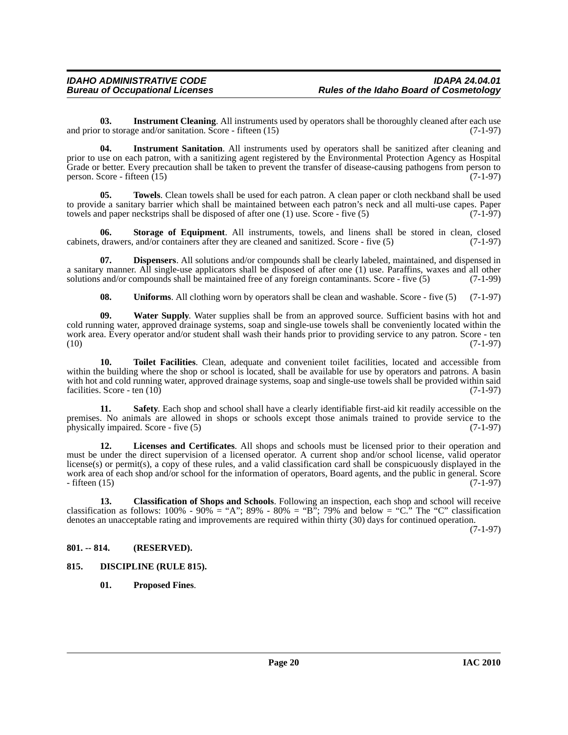**03. Instrument Cleaning**. All instruments used by operators shall be thoroughly cleaned after each use and prior to storage and/or sanitation. Score - fifteen (15) (7-1-97)

**04. Instrument Sanitation**. All instruments used by operators shall be sanitized after cleaning and prior to use on each patron, with a sanitizing agent registered by the Environmental Protection Agency as Hospital Grade or better. Every precaution shall be taken to prevent the transfer of disease-causing pathogens from person to person. Score - fifteen (15) (7-1-97)

**05. Towels**. Clean towels shall be used for each patron. A clean paper or cloth neckband shall be used to provide a sanitary barrier which shall be maintained between each patron's neck and all multi-use capes. Paper towels and paper neckstrips shall be disposed of after one (1) use. Score - five (5) (7-1-97)

**06. Storage of Equipment**. All instruments, towels, and linens shall be stored in clean, closed cabinets, drawers, and/or containers after they are cleaned and sanitized. Score - five (5) (7-1-97)

**07. Dispensers**. All solutions and/or compounds shall be clearly labeled, maintained, and dispensed in a sanitary manner. All single-use applicators shall be disposed of after one (1) use. Paraffins, waxes and all other solutions and/or compounds shall be maintained free of any foreign contaminants. Score - five (5) (7-1-99)

**08. Uniforms**. All clothing worn by operators shall be clean and washable. Score - five (5) (7-1-97)

**09. Water Supply**. Water supplies shall be from an approved source. Sufficient basins with hot and cold running water, approved drainage systems, soap and single-use towels shall be conveniently located within the work area. Every operator and/or student shall wash their hands prior to providing service to any patron. Score - ten (10) (7-1-97)

**10. Toilet Facilities**. Clean, adequate and convenient toilet facilities, located and accessible from within the building where the shop or school is located, shall be available for use by operators and patrons. A basin with hot and cold running water, approved drainage systems, soap and single-use towels shall be provided within said facilities. Score - ten (10) (7-1-97)

**11. Safety**. Each shop and school shall have a clearly identifiable first-aid kit readily accessible on the premises. No animals are allowed in shops or schools except those animals trained to provide service to the physically impaired. Score - five (5) (7-1-97)

**12. Licenses and Certificates**. All shops and schools must be licensed prior to their operation and must be under the direct supervision of a licensed operator. A current shop and/or school license, valid operator license(s) or permit(s), a copy of these rules, and a valid classification card shall be conspicuously displayed in the work area of each shop and/or school for the information of operators, Board agents, and the public in general. Score - fifteen (15) (7-1-97)

**13. Classification of Shops and Schools**. Following an inspection, each shop and school will receive classification as follows: 100% - 90% = "A"; 89% - 80% = "B"; 79% and below = "C." The "C" classification denotes an unacceptable rating and improvements are required within thirty (30) days for continued operation. (7-1-97)

## 801. -- 814. (RESERVED).

## 815. DISCIPLINE (RULE 815).

**01. Proposed Fines**.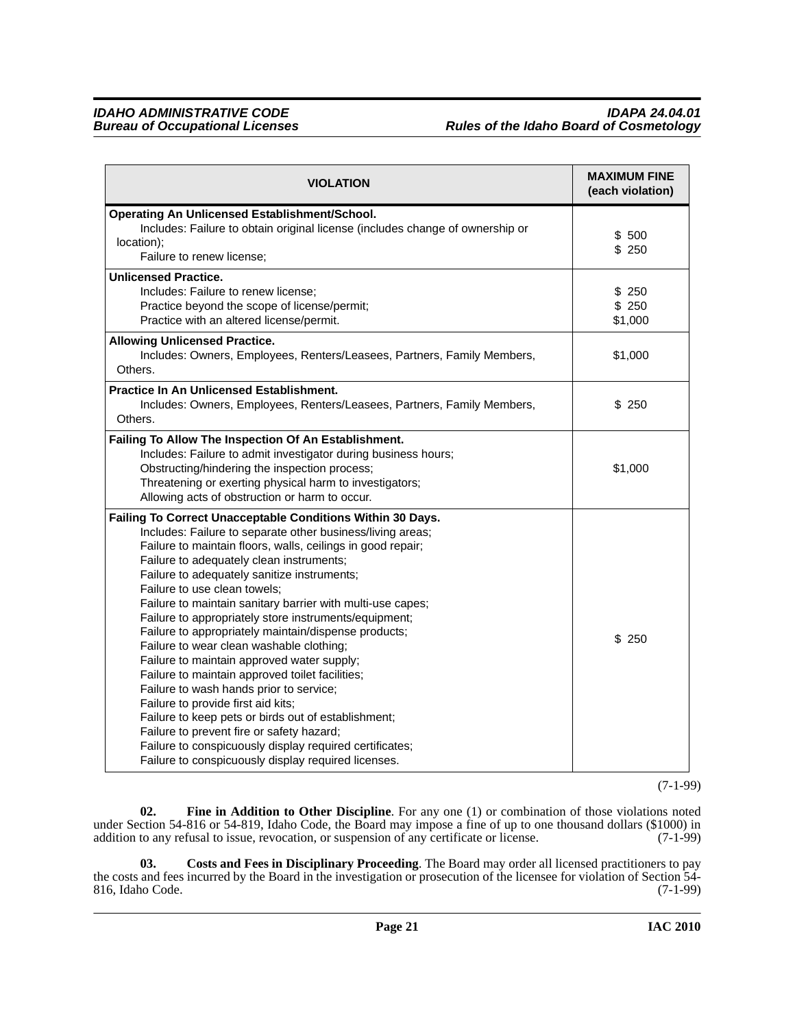| VIOLATION | MAXIMUM FINE (each violation) |
|---|---|
| **Operating An Unlicensed Establishment/School.**<br>Includes: Failure to obtain original license (includes change of ownership or location);<br>Failure to renew license; | $ 500<br>$ 250 |
| **Unlicensed Practice.**<br>Includes: Failure to renew license;<br>Practice beyond the scope of license/permit;<br>Practice with an altered license/permit. | $ 250<br>$ 250<br>$1,000 |
| **Allowing Unlicensed Practice.**<br>Includes: Owners, Employees, Renters/Leasees, Partners, Family Members, Others. | $1,000 |
| **Practice In An Unlicensed Establishment.**<br>Includes: Owners, Employees, Renters/Leasees, Partners, Family Members, Others. | $ 250 |
| **Failing To Allow The Inspection Of An Establishment.**<br>Includes: Failure to admit investigator during business hours;<br>Obstructing/hindering the inspection process;<br>Threatening or exerting physical harm to investigators;<br>Allowing acts of obstruction or harm to occur. | $1,000 |
| **Failing To Correct Unacceptable Conditions Within 30 Days.**<br>Includes: Failure to separate other business/living areas;<br>Failure to maintain floors, walls, ceilings in good repair;<br>Failure to adequately clean instruments;<br>Failure to adequately sanitize instruments;<br>Failure to use clean towels;<br>Failure to maintain sanitary barrier with multi-use capes;<br>Failure to appropriately store instruments/equipment;<br>Failure to appropriately maintain/dispense products;<br>Failure to wear clean washable clothing;<br>Failure to maintain approved water supply;<br>Failure to maintain approved toilet facilities;<br>Failure to wash hands prior to service;<br>Failure to provide first aid kits;<br>Failure to keep pets or birds out of establishment;<br>Failure to prevent fire or safety hazard;<br>Failure to conspicuously display required certificates;<br>Failure to conspicuously display required licenses. | $ 250 |

(7-1-99)

**02. Fine in Addition to Other Discipline**. For any one (1) or combination of those violations noted under Section 54-816 or 54-819, Idaho Code, the Board may impose a fine of up to one thousand dollars ($1000) in addition to any refusal to issue, revocation, or suspension of any certificate or license. (7-1-99)

**03. Costs and Fees in Disciplinary Proceeding**. The Board may order all licensed practitioners to pay the costs and fees incurred by the Board in the investigation or prosecution of the licensee for violation of Section 54-816, Idaho Code. (7-1-99)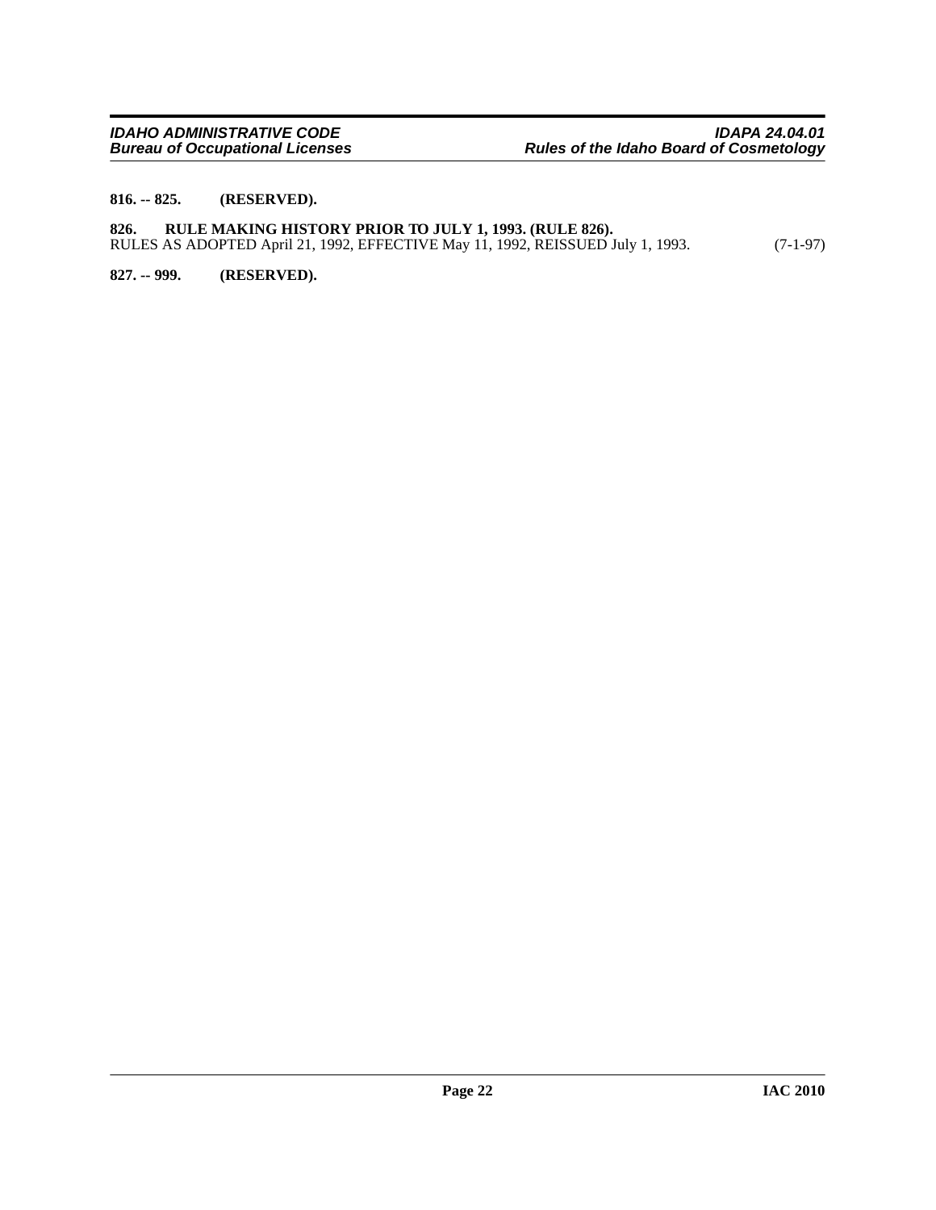**816. -- 825. (RESERVED).**

**826. RULE MAKING HISTORY PRIOR TO JULY 1, 1993. (RULE 826).**
RULES AS ADOPTED April 21, 1992, EFFECTIVE May 11, 1992, REISSUED July 1, 1993. (7-1-97)

**827. -- 999. (RESERVED).**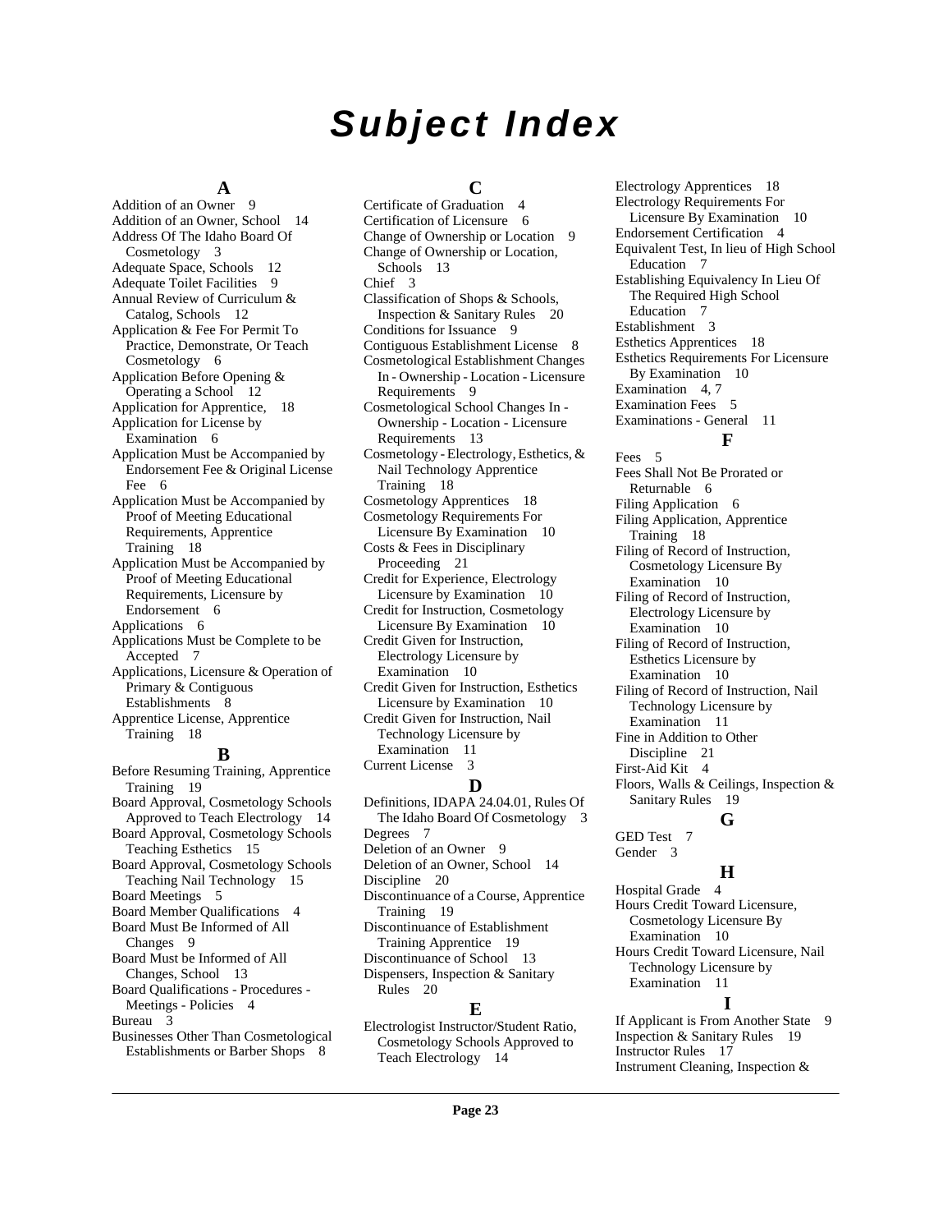# Subject Index

## A

Addition of an Owner 9
Addition of an Owner, School 14
Address Of The Idaho Board Of Cosmetology 3
Adequate Space, Schools 12
Adequate Toilet Facilities 9
Annual Review of Curriculum & Catalog, Schools 12
Application & Fee For Permit To Practice, Demonstrate, Or Teach Cosmetology 6
Application Before Opening & Operating a School 12
Application for Apprentice, 18
Application for License by Examination 6
Application Must be Accompanied by Endorsement Fee & Original License Fee 6
Application Must be Accompanied by Proof of Meeting Educational Requirements, Apprentice Training 18
Application Must be Accompanied by Proof of Meeting Educational Requirements, Licensure by Endorsement 6
Applications 6
Applications Must be Complete to be Accepted 7
Applications, Licensure & Operation of Primary & Contiguous Establishments 8
Apprentice License, Apprentice Training 18

## B

Before Resuming Training, Apprentice Training 19
Board Approval, Cosmetology Schools Approved to Teach Electrology 14
Board Approval, Cosmetology Schools Teaching Esthetics 15
Board Approval, Cosmetology Schools Teaching Nail Technology 15
Board Meetings 5
Board Member Qualifications 4
Board Must Be Informed of All Changes 9
Board Must be Informed of All Changes, School 13
Board Qualifications - Procedures - Meetings - Policies 4
Bureau 3
Businesses Other Than Cosmetological Establishments or Barber Shops 8

## C

Certificate of Graduation 4
Certification of Licensure 6
Change of Ownership or Location 9
Change of Ownership or Location, Schools 13
Chief 3
Classification of Shops & Schools, Inspection & Sanitary Rules 20
Conditions for Issuance 9
Contiguous Establishment License 8
Cosmetological Establishment Changes In - Ownership - Location - Licensure Requirements 9
Cosmetological School Changes In - Ownership - Location - Licensure Requirements 13
Cosmetology - Electrology, Esthetics, & Nail Technology Apprentice Training 18
Cosmetology Apprentices 18
Cosmetology Requirements For Licensure By Examination 10
Costs & Fees in Disciplinary Proceeding 21
Credit for Experience, Electrology Licensure by Examination 10
Credit for Instruction, Cosmetology Licensure By Examination 10
Credit Given for Instruction, Electrology Licensure by Examination 10
Credit Given for Instruction, Esthetics Licensure by Examination 10
Credit Given for Instruction, Nail Technology Licensure by Examination 11
Current License 3

## D

Definitions, IDAPA 24.04.01, Rules Of The Idaho Board Of Cosmetology 3
Degrees 7
Deletion of an Owner 9
Deletion of an Owner, School 14
Discipline 20
Discontinuance of a Course, Apprentice Training 19
Discontinuance of Establishment Training Apprentice 19
Discontinuance of School 13
Dispensers, Inspection & Sanitary Rules 20

## E

Electrologist Instructor/Student Ratio, Cosmetology Schools Approved to Teach Electrology 14
Electrology Apprentices 18
Electrology Requirements For Licensure By Examination 10
Endorsement Certification 4
Equivalent Test, In lieu of High School Education 7
Establishing Equivalency In Lieu Of The Required High School Education 7
Establishment 3
Esthetics Apprentices 18
Esthetics Requirements For Licensure By Examination 10
Examination 4, 7
Examination Fees 5
Examinations - General 11

## F

Fees 5
Fees Shall Not Be Prorated or Returnable 6
Filing Application 6
Filing Application, Apprentice Training 18
Filing of Record of Instruction, Cosmetology Licensure By Examination 10
Filing of Record of Instruction, Electrology Licensure by Examination 10
Filing of Record of Instruction, Esthetics Licensure by Examination 10
Filing of Record of Instruction, Nail Technology Licensure by Examination 11
Fine in Addition to Other Discipline 21
First-Aid Kit 4
Floors, Walls & Ceilings, Inspection & Sanitary Rules 19

## G

GED Test 7
Gender 3

## H

Hospital Grade 4
Hours Credit Toward Licensure, Cosmetology Licensure By Examination 10
Hours Credit Toward Licensure, Nail Technology Licensure by Examination 11

## I

If Applicant is From Another State 9
Inspection & Sanitary Rules 19
Instructor Rules 17
Instrument Cleaning, Inspection &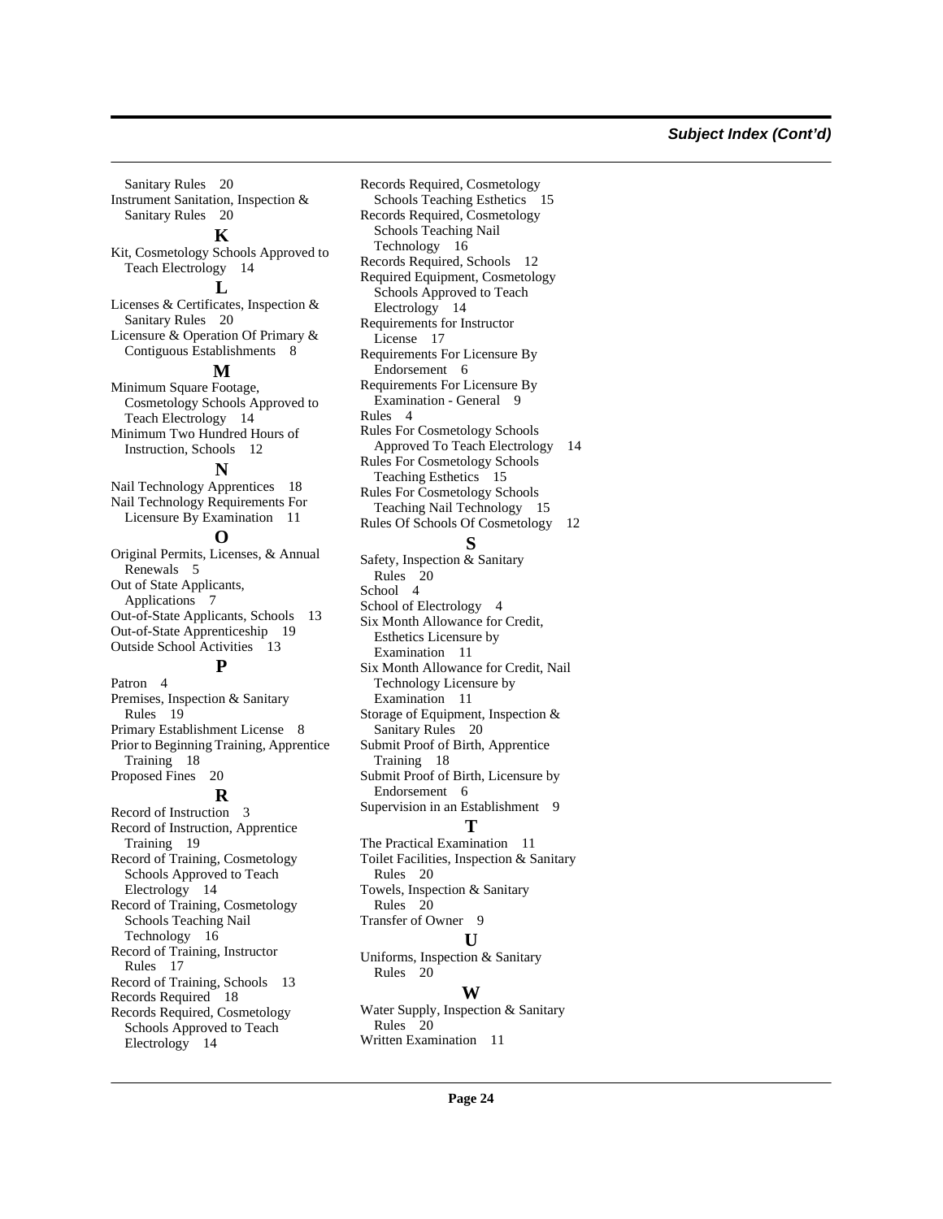Sanitary Rules 20

Instrument Sanitation, Inspection & Sanitary Rules 20

**K**

Kit, Cosmetology Schools Approved to Teach Electrology 14

**L**

Licenses & Certificates, Inspection & Sanitary Rules 20

Licensure & Operation Of Primary & Contiguous Establishments 8

**M**

Minimum Square Footage, Cosmetology Schools Approved to Teach Electrology 14

Minimum Two Hundred Hours of Instruction, Schools 12

**N**

Nail Technology Apprentices 18

Nail Technology Requirements For Licensure By Examination 11

**O**

Original Permits, Licenses, & Annual Renewals 5

Out of State Applicants, Applications 7

Out-of-State Applicants, Schools 13

Out-of-State Apprenticeship 19

Outside School Activities 13

**P**

Patron 4

Premises, Inspection & Sanitary Rules 19

Primary Establishment License 8

Prior to Beginning Training, Apprentice Training 18

Proposed Fines 20

**R**

Record of Instruction 3

Record of Instruction, Apprentice Training 19

Record of Training, Cosmetology Schools Approved to Teach Electrology 14

Record of Training, Cosmetology Schools Teaching Nail Technology 16

Record of Training, Instructor Rules 17

Record of Training, Schools 13

Records Required 18

Records Required, Cosmetology Schools Approved to Teach Electrology 14

Records Required, Cosmetology Schools Teaching Esthetics 15

Records Required, Cosmetology Schools Teaching Nail Technology 16

Records Required, Schools 12

Required Equipment, Cosmetology Schools Approved to Teach Electrology 14

Requirements for Instructor License 17

Requirements For Licensure By Endorsement 6

Requirements For Licensure By Examination - General 9

Rules 4

Rules For Cosmetology Schools Approved To Teach Electrology 14

Rules For Cosmetology Schools Teaching Esthetics 15

Rules For Cosmetology Schools Teaching Nail Technology 15

Rules Of Schools Of Cosmetology 12

**S**

Safety, Inspection & Sanitary Rules 20

School 4

School of Electrology 4

Six Month Allowance for Credit, Esthetics Licensure by Examination 11

Six Month Allowance for Credit, Nail Technology Licensure by Examination 11

Storage of Equipment, Inspection & Sanitary Rules 20

Submit Proof of Birth, Apprentice Training 18

Submit Proof of Birth, Licensure by Endorsement 6

Supervision in an Establishment 9

**T**

The Practical Examination 11

Toilet Facilities, Inspection & Sanitary Rules 20

Towels, Inspection & Sanitary Rules 20

Transfer of Owner 9

**U**

Uniforms, Inspection & Sanitary Rules 20

**W**

Water Supply, Inspection & Sanitary Rules 20

Written Examination 11